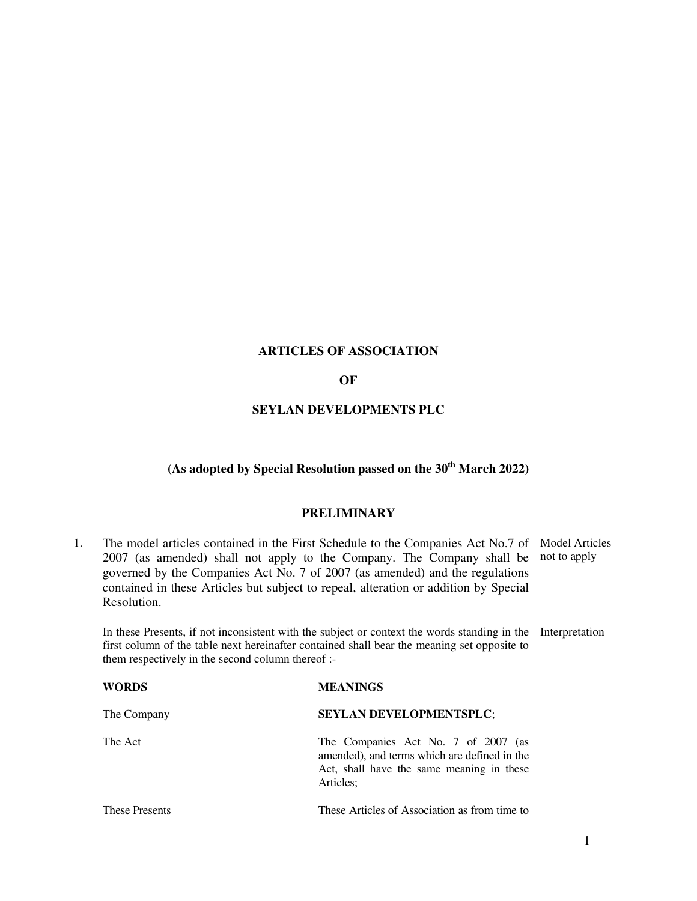# ARTICLES OF ASSOCIATION

# OF

# SEYLAN DEVELOPMENTS PLC

## (As adopted by Special Resolution passed on the 30th March 2022)

## PRELIMINARY

1. The model articles contained in the First Schedule to the Companies Act No.7 of 2007 (as amended) shall not apply to the Company. The Company shall be governed by the Companies Act No. 7 of 2007 (as amended) and the regulations contained in these Articles but subject to repeal, alteration or addition by Special Resolution. *Model Articles not to apply*

In these Presents, if not inconsistent with the subject or context the words standing in the first column of the table next hereinafter contained shall bear the meaning set opposite to them respectively in the second column thereof :- *Interpretation*

| **WORDS** | **MEANINGS** |
|---|---|
| The Company | **SEYLAN DEVELOPMENTSPLC**; |
| The Act | The Companies Act No. 7 of 2007 (as amended), and terms which are defined in the Act, shall have the same meaning in these Articles; |
| These Presents | These Articles of Association as from time to |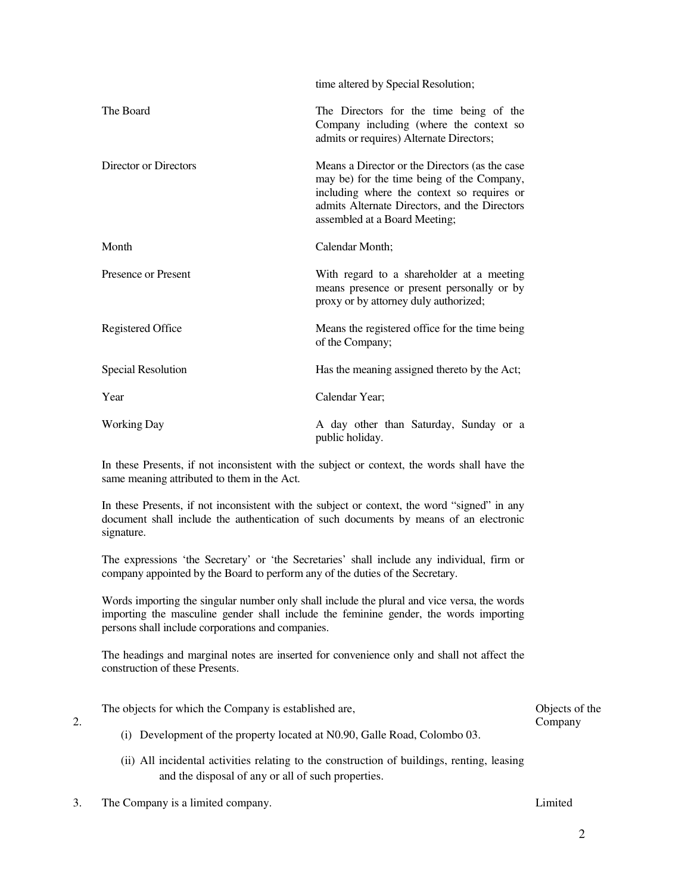| | |
|---|---|
| | time altered by Special Resolution; |
| The Board | The Directors for the time being of the Company including (where the context so admits or requires) Alternate Directors; |
| Director or Directors | Means a Director or the Directors (as the case may be) for the time being of the Company, including where the context so requires or admits Alternate Directors, and the Directors assembled at a Board Meeting; |
| Month | Calendar Month; |
| Presence or Present | With regard to a shareholder at a meeting means presence or present personally or by proxy or by attorney duly authorized; |
| Registered Office | Means the registered office for the time being of the Company; |
| Special Resolution | Has the meaning assigned thereto by the Act; |
| Year | Calendar Year; |
| Working Day | A day other than Saturday, Sunday or a public holiday. |

In these Presents, if not inconsistent with the subject or context, the words shall have the same meaning attributed to them in the Act.

In these Presents, if not inconsistent with the subject or context, the word "signed" in any document shall include the authentication of such documents by means of an electronic signature.

The expressions 'the Secretary' or 'the Secretaries' shall include any individual, firm or company appointed by the Board to perform any of the duties of the Secretary.

Words importing the singular number only shall include the plural and vice versa, the words importing the masculine gender shall include the feminine gender, the words importing persons shall include corporations and companies.

The headings and marginal notes are inserted for convenience only and shall not affect the construction of these Presents.

2. The objects for which the Company is established are, *(Objects of the Company)*

   (i) Development of the property located at N0.90, Galle Road, Colombo 03.

   (ii) All incidental activities relating to the construction of buildings, renting, leasing and the disposal of any or all of such properties.

3. The Company is a limited company. *(Limited)*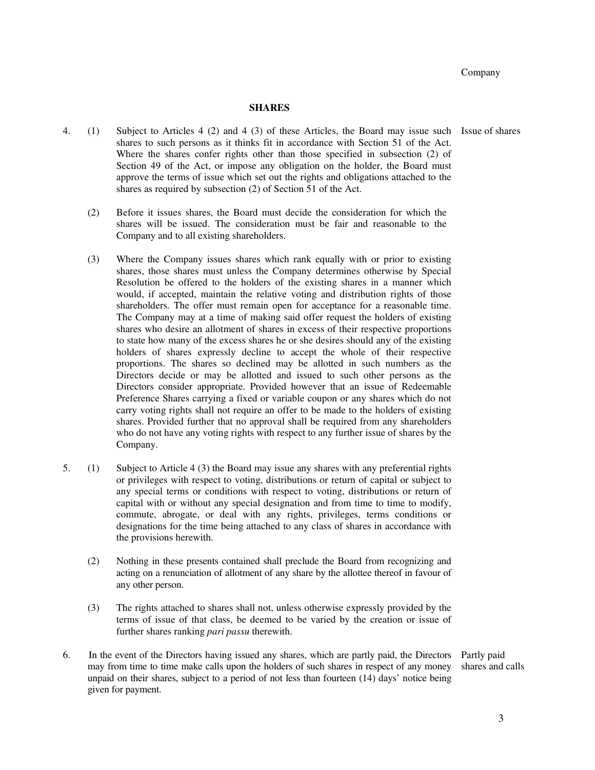Company

## SHARES

4. (1) Subject to Articles 4 (2) and 4 (3) of these Articles, the Board may issue such shares to such persons as it thinks fit in accordance with Section 51 of the Act. Where the shares confer rights other than those specified in subsection (2) of Section 49 of the Act, or impose any obligation on the holder, the Board must approve the terms of issue which set out the rights and obligations attached to the shares as required by subsection (2) of Section 51 of the Act. *Issue of shares*

   (2) Before it issues shares, the Board must decide the consideration for which the shares will be issued. The consideration must be fair and reasonable to the Company and to all existing shareholders.

   (3) Where the Company issues shares which rank equally with or prior to existing shares, those shares must unless the Company determines otherwise by Special Resolution be offered to the holders of the existing shares in a manner which would, if accepted, maintain the relative voting and distribution rights of those shareholders. The offer must remain open for acceptance for a reasonable time. The Company may at a time of making said offer request the holders of existing shares who desire an allotment of shares in excess of their respective proportions to state how many of the excess shares he or she desires should any of the existing holders of shares expressly decline to accept the whole of their respective proportions. The shares so declined may be allotted in such numbers as the Directors decide or may be allotted and issued to such other persons as the Directors consider appropriate. Provided however that an issue of Redeemable Preference Shares carrying a fixed or variable coupon or any shares which do not carry voting rights shall not require an offer to be made to the holders of existing shares. Provided further that no approval shall be required from any shareholders who do not have any voting rights with respect to any further issue of shares by the Company.

5. (1) Subject to Article 4 (3) the Board may issue any shares with any preferential rights or privileges with respect to voting, distributions or return of capital or subject to any special terms or conditions with respect to voting, distributions or return of capital with or without any special designation and from time to time to modify, commute, abrogate, or deal with any rights, privileges, terms conditions or designations for the time being attached to any class of shares in accordance with the provisions herewith.

   (2) Nothing in these presents contained shall preclude the Board from recognizing and acting on a renunciation of allotment of any share by the allottee thereof in favour of any other person.

   (3) The rights attached to shares shall not, unless otherwise expressly provided by the terms of issue of that class, be deemed to be varied by the creation or issue of further shares ranking *pari passu* therewith.

6. In the event of the Directors having issued any shares, which are partly paid, the Directors may from time to time make calls upon the holders of such shares in respect of any money unpaid on their shares, subject to a period of not less than fourteen (14) days' notice being given for payment. *Partly paid shares and calls*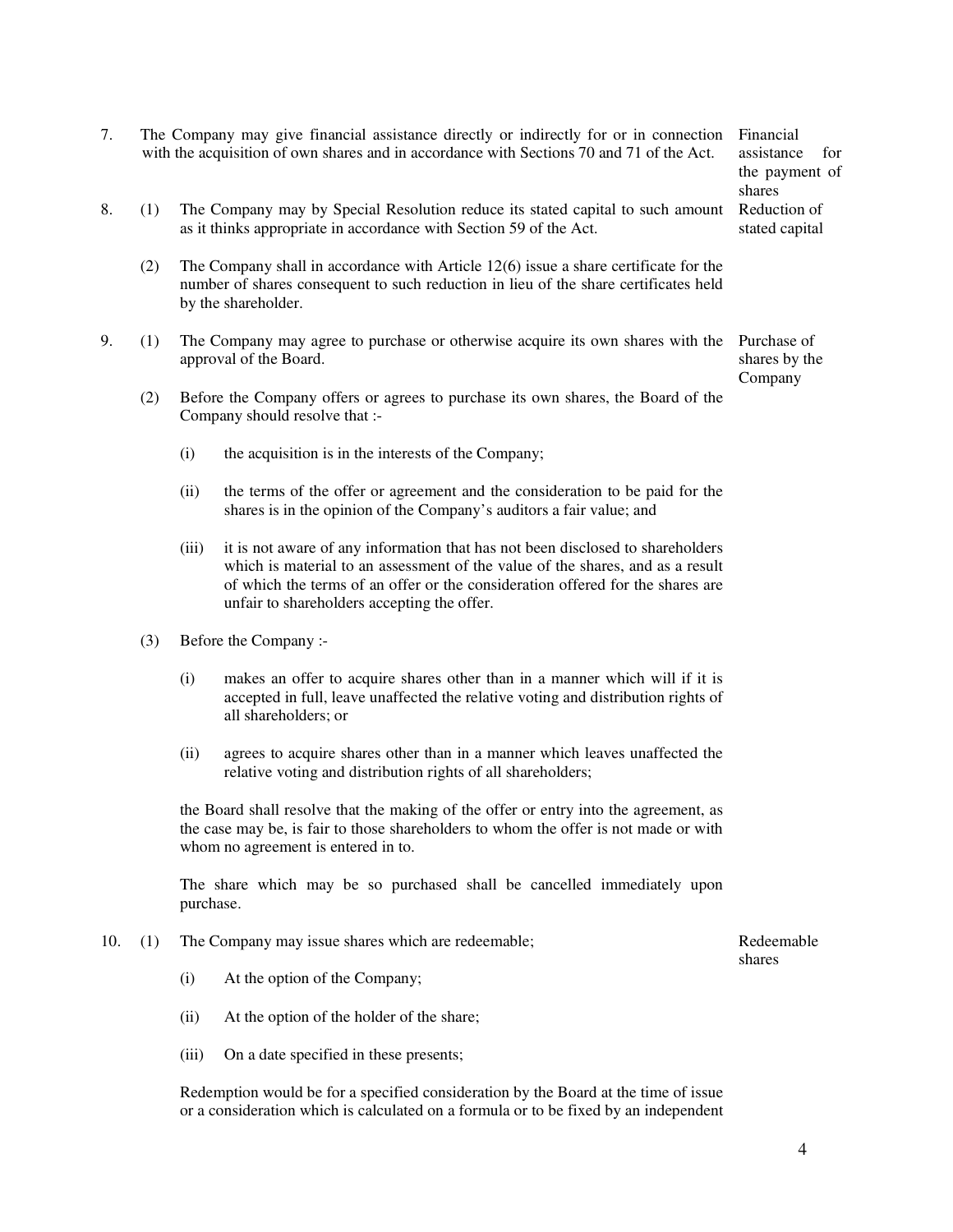7. The Company may give financial assistance directly or indirectly for or in connection with the acquisition of own shares and in accordance with Sections 70 and 71 of the Act. *Financial assistance for the payment of shares*

8. (1) The Company may by Special Resolution reduce its stated capital to such amount as it thinks appropriate in accordance with Section 59 of the Act. *Reduction of stated capital*

   (2) The Company shall in accordance with Article 12(6) issue a share certificate for the number of shares consequent to such reduction in lieu of the share certificates held by the shareholder.

9. (1) The Company may agree to purchase or otherwise acquire its own shares with the approval of the Board. *Purchase of shares by the Company*

   (2) Before the Company offers or agrees to purchase its own shares, the Board of the Company should resolve that :-

      (i) the acquisition is in the interests of the Company;

      (ii) the terms of the offer or agreement and the consideration to be paid for the shares is in the opinion of the Company's auditors a fair value; and

      (iii) it is not aware of any information that has not been disclosed to shareholders which is material to an assessment of the value of the shares, and as a result of which the terms of an offer or the consideration offered for the shares are unfair to shareholders accepting the offer.

   (3) Before the Company :-

      (i) makes an offer to acquire shares other than in a manner which will if it is accepted in full, leave unaffected the relative voting and distribution rights of all shareholders; or

      (ii) agrees to acquire shares other than in a manner which leaves unaffected the relative voting and distribution rights of all shareholders;

   the Board shall resolve that the making of the offer or entry into the agreement, as the case may be, is fair to those shareholders to whom the offer is not made or with whom no agreement is entered in to.

   The share which may be so purchased shall be cancelled immediately upon purchase.

10. (1) The Company may issue shares which are redeemable; *Redeemable shares*

      (i) At the option of the Company;

      (ii) At the option of the holder of the share;

      (iii) On a date specified in these presents;

   Redemption would be for a specified consideration by the Board at the time of issue or a consideration which is calculated on a formula or to be fixed by an independent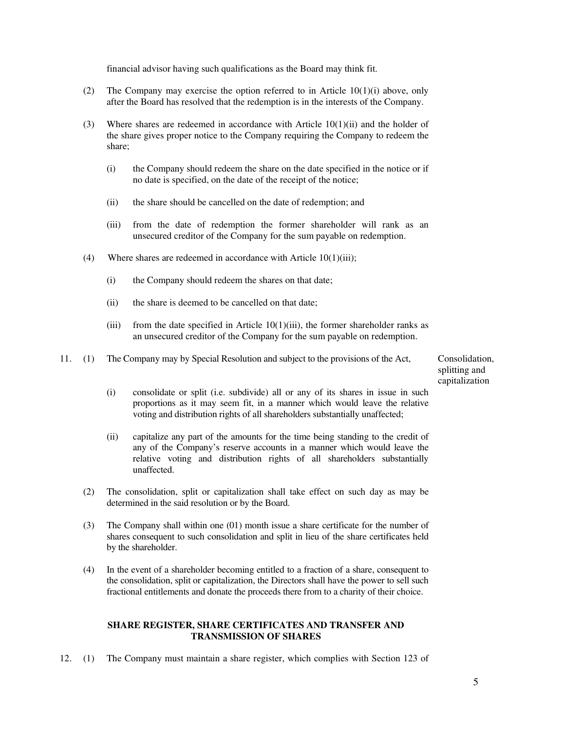financial advisor having such qualifications as the Board may think fit.

(2) The Company may exercise the option referred to in Article 10(1)(i) above, only after the Board has resolved that the redemption is in the interests of the Company.

(3) Where shares are redeemed in accordance with Article 10(1)(ii) and the holder of the share gives proper notice to the Company requiring the Company to redeem the share;

- (i) the Company should redeem the share on the date specified in the notice or if no date is specified, on the date of the receipt of the notice;
- (ii) the share should be cancelled on the date of redemption; and
- (iii) from the date of redemption the former shareholder will rank as an unsecured creditor of the Company for the sum payable on redemption.

(4) Where shares are redeemed in accordance with Article 10(1)(iii);

- (i) the Company should redeem the shares on that date;
- (ii) the share is deemed to be cancelled on that date;
- (iii) from the date specified in Article 10(1)(iii), the former shareholder ranks as an unsecured creditor of the Company for the sum payable on redemption.

*Consolidation, splitting and capitalization*

11. (1) The Company may by Special Resolution and subject to the provisions of the Act,

- (i) consolidate or split (i.e. subdivide) all or any of its shares in issue in such proportions as it may seem fit, in a manner which would leave the relative voting and distribution rights of all shareholders substantially unaffected;
- (ii) capitalize any part of the amounts for the time being standing to the credit of any of the Company's reserve accounts in a manner which would leave the relative voting and distribution rights of all shareholders substantially unaffected.

(2) The consolidation, split or capitalization shall take effect on such day as may be determined in the said resolution or by the Board.

(3) The Company shall within one (01) month issue a share certificate for the number of shares consequent to such consolidation and split in lieu of the share certificates held by the shareholder.

(4) In the event of a shareholder becoming entitled to a fraction of a share, consequent to the consolidation, split or capitalization, the Directors shall have the power to sell such fractional entitlements and donate the proceeds there from to a charity of their choice.

## SHARE REGISTER, SHARE CERTIFICATES AND TRANSFER AND TRANSMISSION OF SHARES

12. (1) The Company must maintain a share register, which complies with Section 123 of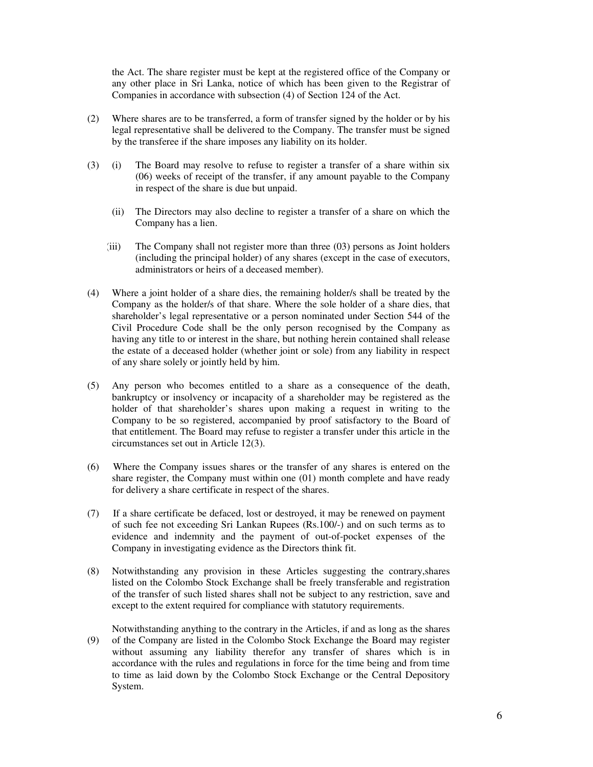the Act. The share register must be kept at the registered office of the Company or any other place in Sri Lanka, notice of which has been given to the Registrar of Companies in accordance with subsection (4) of Section 124 of the Act.

(2) Where shares are to be transferred, a form of transfer signed by the holder or by his legal representative shall be delivered to the Company. The transfer must be signed by the transferee if the share imposes any liability on its holder.

(3) (i) The Board may resolve to refuse to register a transfer of a share within six (06) weeks of receipt of the transfer, if any amount payable to the Company in respect of the share is due but unpaid.

(ii) The Directors may also decline to register a transfer of a share on which the Company has a lien.

(iii) The Company shall not register more than three (03) persons as Joint holders (including the principal holder) of any shares (except in the case of executors, administrators or heirs of a deceased member).

(4) Where a joint holder of a share dies, the remaining holder/s shall be treated by the Company as the holder/s of that share. Where the sole holder of a share dies, that shareholder's legal representative or a person nominated under Section 544 of the Civil Procedure Code shall be the only person recognised by the Company as having any title to or interest in the share, but nothing herein contained shall release the estate of a deceased holder (whether joint or sole) from any liability in respect of any share solely or jointly held by him.

(5) Any person who becomes entitled to a share as a consequence of the death, bankruptcy or insolvency or incapacity of a shareholder may be registered as the holder of that shareholder's shares upon making a request in writing to the Company to be so registered, accompanied by proof satisfactory to the Board of that entitlement. The Board may refuse to register a transfer under this article in the circumstances set out in Article 12(3).

(6) Where the Company issues shares or the transfer of any shares is entered on the share register, the Company must within one (01) month complete and have ready for delivery a share certificate in respect of the shares.

(7) If a share certificate be defaced, lost or destroyed, it may be renewed on payment of such fee not exceeding Sri Lankan Rupees (Rs.100/-) and on such terms as to evidence and indemnity and the payment of out-of-pocket expenses of the Company in investigating evidence as the Directors think fit.

(8) Notwithstanding any provision in these Articles suggesting the contrary,shares listed on the Colombo Stock Exchange shall be freely transferable and registration of the transfer of such listed shares shall not be subject to any restriction, save and except to the extent required for compliance with statutory requirements.

(9) Notwithstanding anything to the contrary in the Articles, if and as long as the shares of the Company are listed in the Colombo Stock Exchange the Board may register without assuming any liability therefor any transfer of shares which is in accordance with the rules and regulations in force for the time being and from time to time as laid down by the Colombo Stock Exchange or the Central Depository System.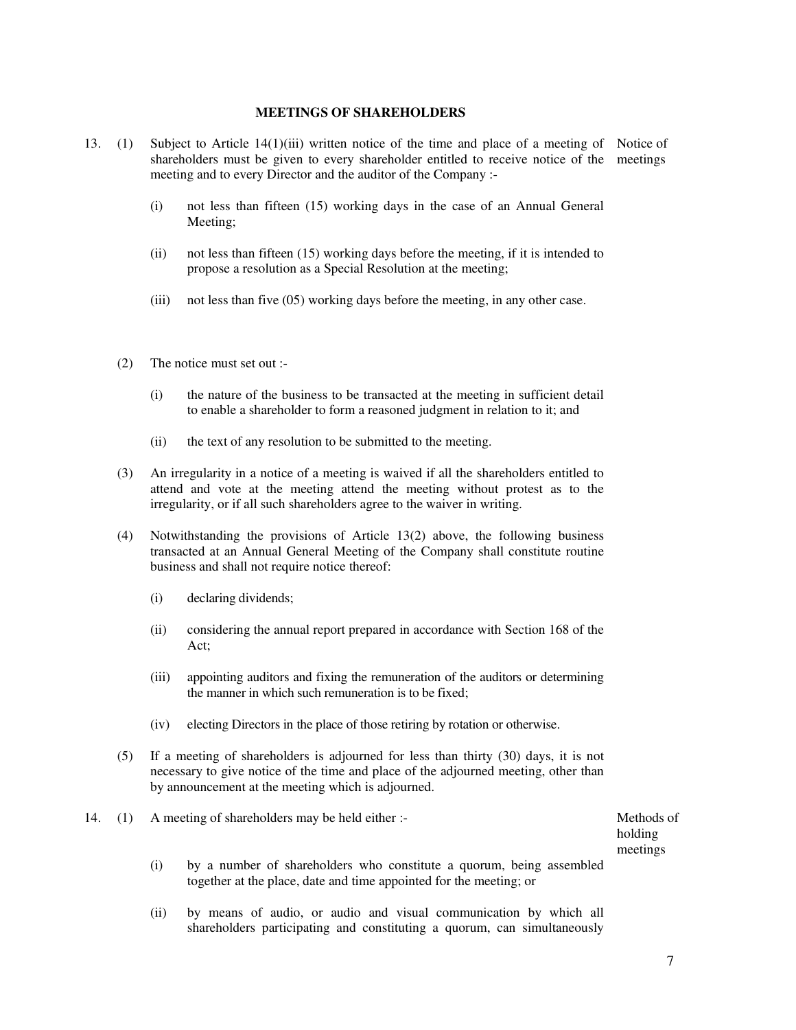## MEETINGS OF SHAREHOLDERS

13. (1) Subject to Article 14(1)(iii) written notice of the time and place of a meeting of shareholders must be given to every shareholder entitled to receive notice of the meeting and to every Director and the auditor of the Company :- *Notice of meetings*

   (i) not less than fifteen (15) working days in the case of an Annual General Meeting;

   (ii) not less than fifteen (15) working days before the meeting, if it is intended to propose a resolution as a Special Resolution at the meeting;

   (iii) not less than five (05) working days before the meeting, in any other case.

(2) The notice must set out :-

   (i) the nature of the business to be transacted at the meeting in sufficient detail to enable a shareholder to form a reasoned judgment in relation to it; and

   (ii) the text of any resolution to be submitted to the meeting.

(3) An irregularity in a notice of a meeting is waived if all the shareholders entitled to attend and vote at the meeting attend the meeting without protest as to the irregularity, or if all such shareholders agree to the waiver in writing.

(4) Notwithstanding the provisions of Article 13(2) above, the following business transacted at an Annual General Meeting of the Company shall constitute routine business and shall not require notice thereof:

   (i) declaring dividends;

   (ii) considering the annual report prepared in accordance with Section 168 of the Act;

   (iii) appointing auditors and fixing the remuneration of the auditors or determining the manner in which such remuneration is to be fixed;

   (iv) electing Directors in the place of those retiring by rotation or otherwise.

(5) If a meeting of shareholders is adjourned for less than thirty (30) days, it is not necessary to give notice of the time and place of the adjourned meeting, other than by announcement at the meeting which is adjourned.

14. (1) A meeting of shareholders may be held either :- *Methods of holding meetings*

   (i) by a number of shareholders who constitute a quorum, being assembled together at the place, date and time appointed for the meeting; or

   (ii) by means of audio, or audio and visual communication by which all shareholders participating and constituting a quorum, can simultaneously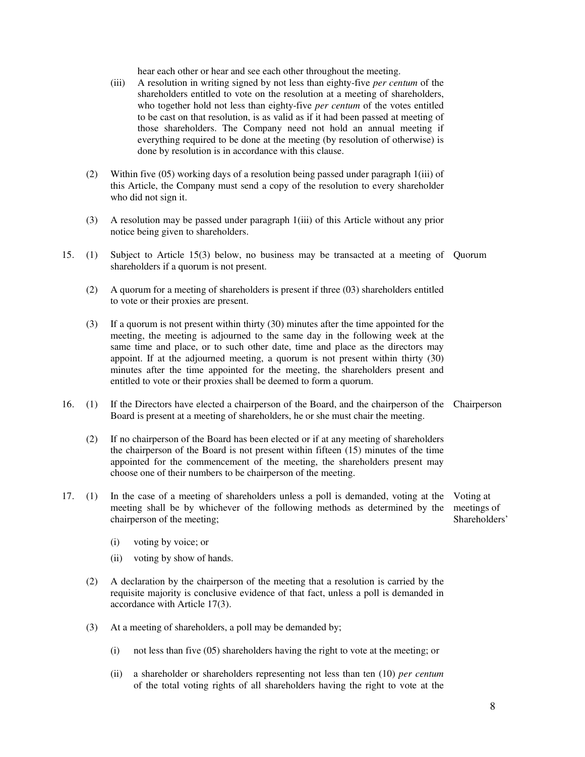hear each other or hear and see each other throughout the meeting.

(iii) A resolution in writing signed by not less than eighty-five *per centum* of the shareholders entitled to vote on the resolution at a meeting of shareholders, who together hold not less than eighty-five *per centum* of the votes entitled to be cast on that resolution, is as valid as if it had been passed at meeting of those shareholders. The Company need not hold an annual meeting if everything required to be done at the meeting (by resolution of otherwise) is done by resolution is in accordance with this clause.

(2) Within five (05) working days of a resolution being passed under paragraph 1(iii) of this Article, the Company must send a copy of the resolution to every shareholder who did not sign it.

(3) A resolution may be passed under paragraph 1(iii) of this Article without any prior notice being given to shareholders.

**Quorum**

15. (1) Subject to Article 15(3) below, no business may be transacted at a meeting of shareholders if a quorum is not present.

(2) A quorum for a meeting of shareholders is present if three (03) shareholders entitled to vote or their proxies are present.

(3) If a quorum is not present within thirty (30) minutes after the time appointed for the meeting, the meeting is adjourned to the same day in the following week at the same time and place, or to such other date, time and place as the directors may appoint. If at the adjourned meeting, a quorum is not present within thirty (30) minutes after the time appointed for the meeting, the shareholders present and entitled to vote or their proxies shall be deemed to form a quorum.

**Chairperson**

16. (1) If the Directors have elected a chairperson of the Board, and the chairperson of the Board is present at a meeting of shareholders, he or she must chair the meeting.

(2) If no chairperson of the Board has been elected or if at any meeting of shareholders the chairperson of the Board is not present within fifteen (15) minutes of the time appointed for the commencement of the meeting, the shareholders present may choose one of their numbers to be chairperson of the meeting.

**Voting at meetings of Shareholders'**

17. (1) In the case of a meeting of shareholders unless a poll is demanded, voting at the meeting shall be by whichever of the following methods as determined by the chairperson of the meeting;

(i) voting by voice; or

(ii) voting by show of hands.

(2) A declaration by the chairperson of the meeting that a resolution is carried by the requisite majority is conclusive evidence of that fact, unless a poll is demanded in accordance with Article 17(3).

(3) At a meeting of shareholders, a poll may be demanded by;

(i) not less than five (05) shareholders having the right to vote at the meeting; or

(ii) a shareholder or shareholders representing not less than ten (10) *per centum* of the total voting rights of all shareholders having the right to vote at the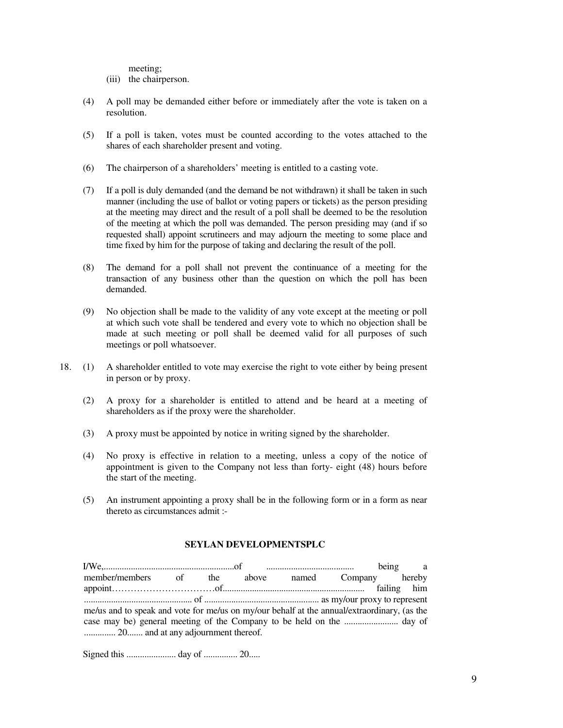meeting;

(iii) the chairperson.

(4) A poll may be demanded either before or immediately after the vote is taken on a resolution.

(5) If a poll is taken, votes must be counted according to the votes attached to the shares of each shareholder present and voting.

(6) The chairperson of a shareholders' meeting is entitled to a casting vote.

(7) If a poll is duly demanded (and the demand be not withdrawn) it shall be taken in such manner (including the use of ballot or voting papers or tickets) as the person presiding at the meeting may direct and the result of a poll shall be deemed to be the resolution of the meeting at which the poll was demanded. The person presiding may (and if so requested shall) appoint scrutineers and may adjourn the meeting to some place and time fixed by him for the purpose of taking and declaring the result of the poll.

(8) The demand for a poll shall not prevent the continuance of a meeting for the transaction of any business other than the question on which the poll has been demanded.

(9) No objection shall be made to the validity of any vote except at the meeting or poll at which such vote shall be tendered and every vote to which no objection shall be made at such meeting or poll shall be deemed valid for all purposes of such meetings or poll whatsoever.

18. (1) A shareholder entitled to vote may exercise the right to vote either by being present in person or by proxy.

(2) A proxy for a shareholder is entitled to attend and be heard at a meeting of shareholders as if the proxy were the shareholder.

(3) A proxy must be appointed by notice in writing signed by the shareholder.

(4) No proxy is effective in relation to a meeting, unless a copy of the notice of appointment is given to the Company not less than forty- eight (48) hours before the start of the meeting.

(5) An instrument appointing a proxy shall be in the following form or in a form as near thereto as circumstances admit :-

**SEYLAN DEVELOPMENTSPLC**

I/We,..........................................................of ...................................... being a member/members of the above named Company hereby appoint……………………………of.............................................................. failing him ................................................ of .................................................. as my/our proxy to represent me/us and to speak and vote for me/us on my/our behalf at the annual/extraordinary, (as the case may be) general meeting of the Company to be held on the ........................ day of ............. 20....... and at any adjournment thereof.

Signed this ...................... day of ............... 20.....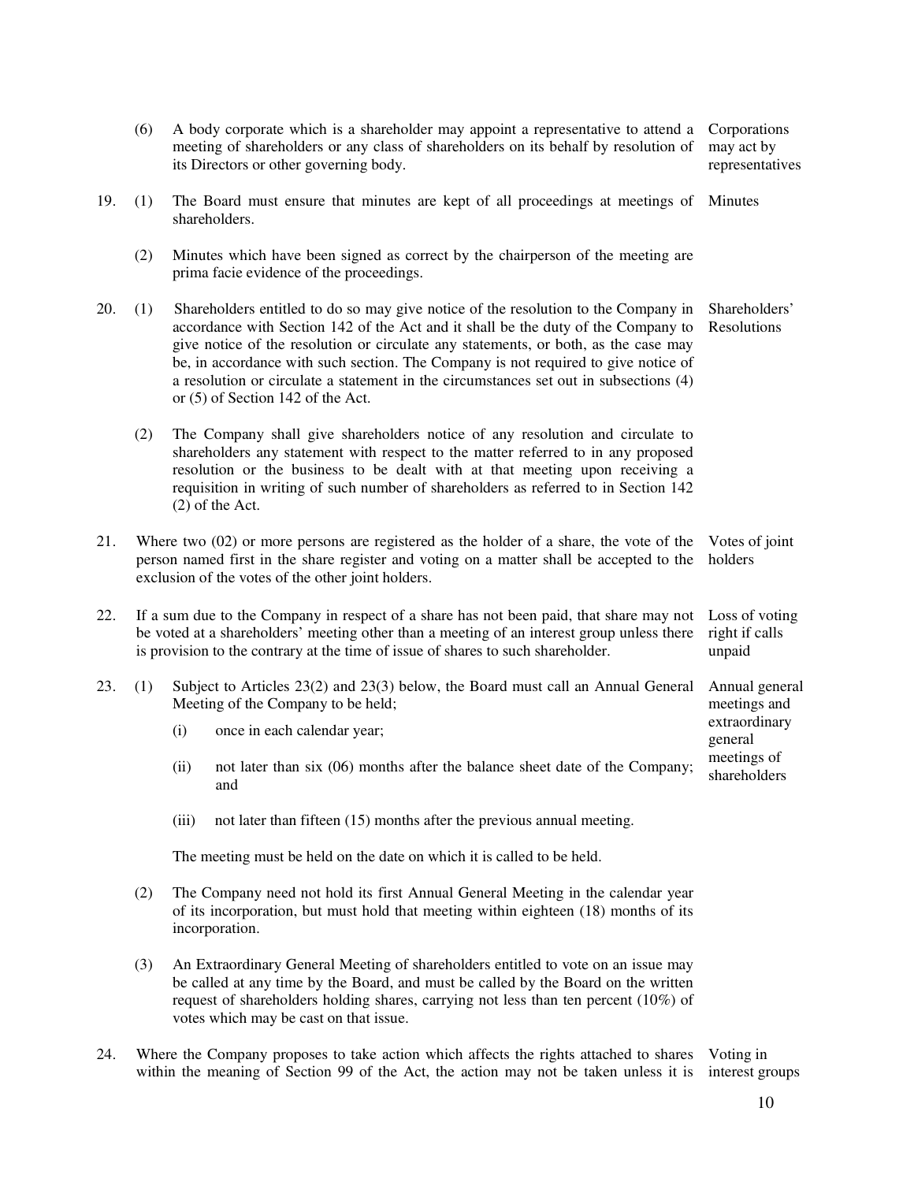(6) A body corporate which is a shareholder may appoint a representative to attend a meeting of shareholders or any class of shareholders on its behalf by resolution of its Directors or other governing body. *Corporations may act by representatives*

19. (1) The Board must ensure that minutes are kept of all proceedings at meetings of shareholders. *Minutes*

(2) Minutes which have been signed as correct by the chairperson of the meeting are prima facie evidence of the proceedings.

20. (1) Shareholders entitled to do so may give notice of the resolution to the Company in accordance with Section 142 of the Act and it shall be the duty of the Company to give notice of the resolution or circulate any statements, or both, as the case may be, in accordance with such section. The Company is not required to give notice of a resolution or circulate a statement in the circumstances set out in subsections (4) or (5) of Section 142 of the Act. *Shareholders' Resolutions*

(2) The Company shall give shareholders notice of any resolution and circulate to shareholders any statement with respect to the matter referred to in any proposed resolution or the business to be dealt with at that meeting upon receiving a requisition in writing of such number of shareholders as referred to in Section 142 (2) of the Act.

21. Where two (02) or more persons are registered as the holder of a share, the vote of the person named first in the share register and voting on a matter shall be accepted to the exclusion of the votes of the other joint holders. *Votes of joint holders*

22. If a sum due to the Company in respect of a share has not been paid, that share may not be voted at a shareholders' meeting other than a meeting of an interest group unless there is provision to the contrary at the time of issue of shares to such shareholder. *Loss of voting right if calls unpaid*

23. (1) Subject to Articles 23(2) and 23(3) below, the Board must call an Annual General Meeting of the Company to be held; *Annual general meetings and extraordinary general meetings of shareholders*

(i) once in each calendar year;

(ii) not later than six (06) months after the balance sheet date of the Company; and

(iii) not later than fifteen (15) months after the previous annual meeting.

The meeting must be held on the date on which it is called to be held.

(2) The Company need not hold its first Annual General Meeting in the calendar year of its incorporation, but must hold that meeting within eighteen (18) months of its incorporation.

(3) An Extraordinary General Meeting of shareholders entitled to vote on an issue may be called at any time by the Board, and must be called by the Board on the written request of shareholders holding shares, carrying not less than ten percent (10%) of votes which may be cast on that issue.

24. Where the Company proposes to take action which affects the rights attached to shares within the meaning of Section 99 of the Act, the action may not be taken unless it is *Voting in interest groups*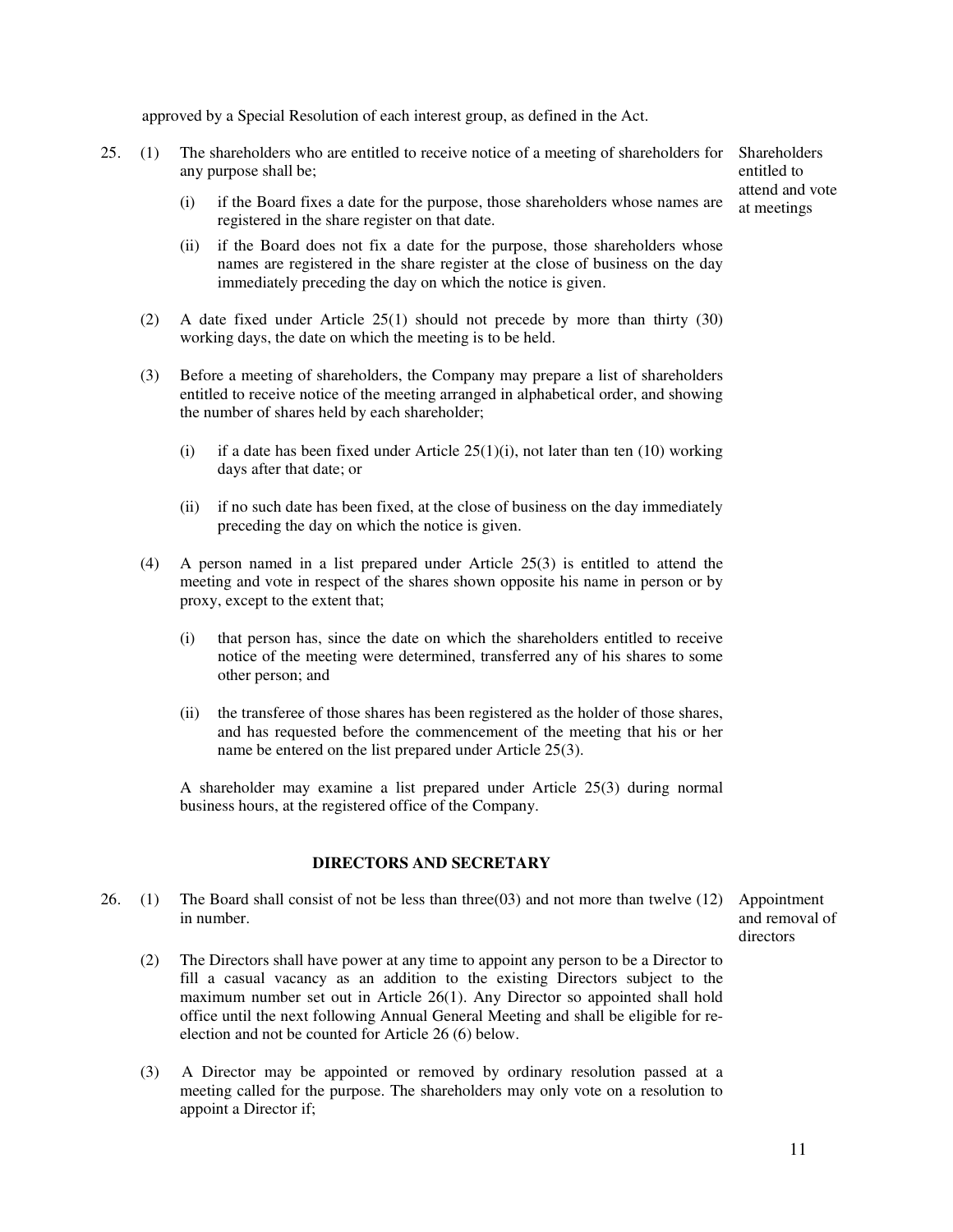approved by a Special Resolution of each interest group, as defined in the Act.

25. (1) The shareholders who are entitled to receive notice of a meeting of shareholders for any purpose shall be;

*Shareholders entitled to attend and vote at meetings*

(i) if the Board fixes a date for the purpose, those shareholders whose names are registered in the share register on that date.

(ii) if the Board does not fix a date for the purpose, those shareholders whose names are registered in the share register at the close of business on the day immediately preceding the day on which the notice is given.

(2) A date fixed under Article 25(1) should not precede by more than thirty (30) working days, the date on which the meeting is to be held.

(3) Before a meeting of shareholders, the Company may prepare a list of shareholders entitled to receive notice of the meeting arranged in alphabetical order, and showing the number of shares held by each shareholder;

(i) if a date has been fixed under Article 25(1)(i), not later than ten (10) working days after that date; or

(ii) if no such date has been fixed, at the close of business on the day immediately preceding the day on which the notice is given.

(4) A person named in a list prepared under Article 25(3) is entitled to attend the meeting and vote in respect of the shares shown opposite his name in person or by proxy, except to the extent that;

(i) that person has, since the date on which the shareholders entitled to receive notice of the meeting were determined, transferred any of his shares to some other person; and

(ii) the transferee of those shares has been registered as the holder of those shares, and has requested before the commencement of the meeting that his or her name be entered on the list prepared under Article 25(3).

A shareholder may examine a list prepared under Article 25(3) during normal business hours, at the registered office of the Company.

## DIRECTORS AND SECRETARY

26. (1) The Board shall consist of not be less than three(03) and not more than twelve (12) in number.

*Appointment and removal of directors*

(2) The Directors shall have power at any time to appoint any person to be a Director to fill a casual vacancy as an addition to the existing Directors subject to the maximum number set out in Article 26(1). Any Director so appointed shall hold office until the next following Annual General Meeting and shall be eligible for re-election and not be counted for Article 26 (6) below.

(3) A Director may be appointed or removed by ordinary resolution passed at a meeting called for the purpose. The shareholders may only vote on a resolution to appoint a Director if;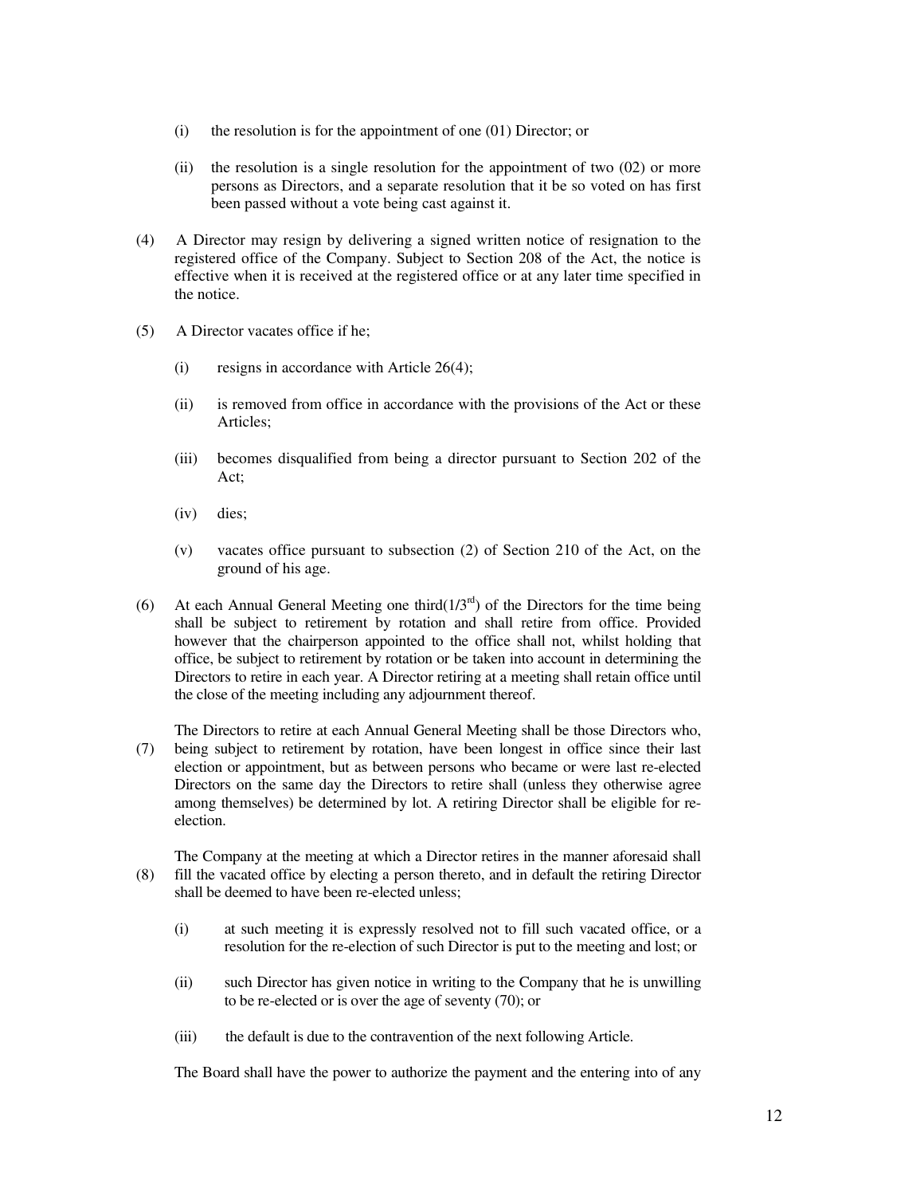(i) the resolution is for the appointment of one (01) Director; or

(ii) the resolution is a single resolution for the appointment of two (02) or more persons as Directors, and a separate resolution that it be so voted on has first been passed without a vote being cast against it.

(4) A Director may resign by delivering a signed written notice of resignation to the registered office of the Company. Subject to Section 208 of the Act, the notice is effective when it is received at the registered office or at any later time specified in the notice.

(5) A Director vacates office if he;

(i) resigns in accordance with Article 26(4);

(ii) is removed from office in accordance with the provisions of the Act or these Articles;

(iii) becomes disqualified from being a director pursuant to Section 202 of the Act;

(iv) dies;

(v) vacates office pursuant to subsection (2) of Section 210 of the Act, on the ground of his age.

(6) At each Annual General Meeting one third($1/3^{rd}$) of the Directors for the time being shall be subject to retirement by rotation and shall retire from office. Provided however that the chairperson appointed to the office shall not, whilst holding that office, be subject to retirement by rotation or be taken into account in determining the Directors to retire in each year. A Director retiring at a meeting shall retain office until the close of the meeting including any adjournment thereof.

(7) The Directors to retire at each Annual General Meeting shall be those Directors who, being subject to retirement by rotation, have been longest in office since their last election or appointment, but as between persons who became or were last re-elected Directors on the same day the Directors to retire shall (unless they otherwise agree among themselves) be determined by lot. A retiring Director shall be eligible for re-election.

(8) The Company at the meeting at which a Director retires in the manner aforesaid shall fill the vacated office by electing a person thereto, and in default the retiring Director shall be deemed to have been re-elected unless;

(i) at such meeting it is expressly resolved not to fill such vacated office, or a resolution for the re-election of such Director is put to the meeting and lost; or

(ii) such Director has given notice in writing to the Company that he is unwilling to be re-elected or is over the age of seventy (70); or

(iii) the default is due to the contravention of the next following Article.

The Board shall have the power to authorize the payment and the entering into of any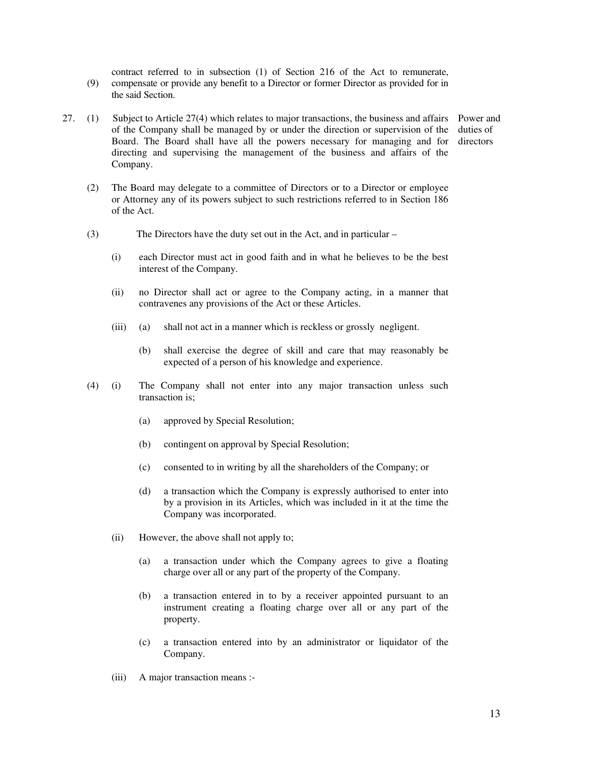(9) contract referred to in subsection (1) of Section 216 of the Act to remunerate, compensate or provide any benefit to a Director or former Director as provided for in the said Section.

**Power and duties of directors**

27. (1) Subject to Article 27(4) which relates to major transactions, the business and affairs of the Company shall be managed by or under the direction or supervision of the Board. The Board shall have all the powers necessary for managing and for directing and supervising the management of the business and affairs of the Company.

(2) The Board may delegate to a committee of Directors or to a Director or employee or Attorney any of its powers subject to such restrictions referred to in Section 186 of the Act.

(3) The Directors have the duty set out in the Act, and in particular –

(i) each Director must act in good faith and in what he believes to be the best interest of the Company.

(ii) no Director shall act or agree to the Company acting, in a manner that contravenes any provisions of the Act or these Articles.

(iii) (a) shall not act in a manner which is reckless or grossly negligent.

(b) shall exercise the degree of skill and care that may reasonably be expected of a person of his knowledge and experience.

(4) (i) The Company shall not enter into any major transaction unless such transaction is;

(a) approved by Special Resolution;

(b) contingent on approval by Special Resolution;

(c) consented to in writing by all the shareholders of the Company; or

(d) a transaction which the Company is expressly authorised to enter into by a provision in its Articles, which was included in it at the time the Company was incorporated.

(ii) However, the above shall not apply to;

(a) a transaction under which the Company agrees to give a floating charge over all or any part of the property of the Company.

(b) a transaction entered in to by a receiver appointed pursuant to an instrument creating a floating charge over all or any part of the property.

(c) a transaction entered into by an administrator or liquidator of the Company.

(iii) A major transaction means :-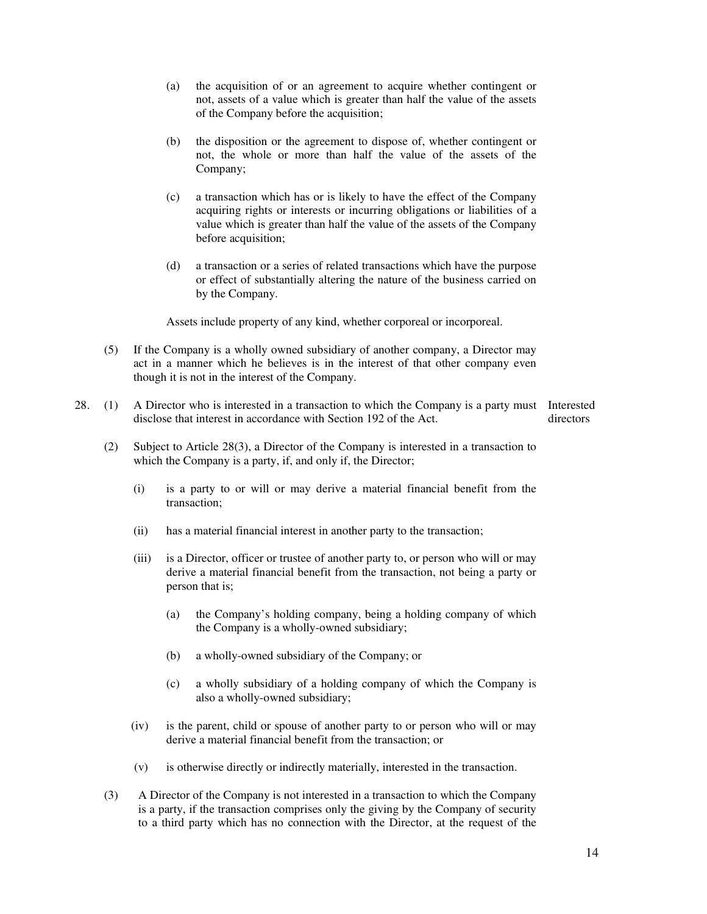(a) the acquisition of or an agreement to acquire whether contingent or not, assets of a value which is greater than half the value of the assets of the Company before the acquisition;

(b) the disposition or the agreement to dispose of, whether contingent or not, the whole or more than half the value of the assets of the Company;

(c) a transaction which has or is likely to have the effect of the Company acquiring rights or interests or incurring obligations or liabilities of a value which is greater than half the value of the assets of the Company before acquisition;

(d) a transaction or a series of related transactions which have the purpose or effect of substantially altering the nature of the business carried on by the Company.

Assets include property of any kind, whether corporeal or incorporeal.

(5) If the Company is a wholly owned subsidiary of another company, a Director may act in a manner which he believes is in the interest of that other company even though it is not in the interest of the Company.

**Interested directors**

28. (1) A Director who is interested in a transaction to which the Company is a party must disclose that interest in accordance with Section 192 of the Act.

(2) Subject to Article 28(3), a Director of the Company is interested in a transaction to which the Company is a party, if, and only if, the Director;

(i) is a party to or will or may derive a material financial benefit from the transaction;

(ii) has a material financial interest in another party to the transaction;

(iii) is a Director, officer or trustee of another party to, or person who will or may derive a material financial benefit from the transaction, not being a party or person that is;

(a) the Company's holding company, being a holding company of which the Company is a wholly-owned subsidiary;

(b) a wholly-owned subsidiary of the Company; or

(c) a wholly subsidiary of a holding company of which the Company is also a wholly-owned subsidiary;

(iv) is the parent, child or spouse of another party to or person who will or may derive a material financial benefit from the transaction; or

(v) is otherwise directly or indirectly materially, interested in the transaction.

(3) A Director of the Company is not interested in a transaction to which the Company is a party, if the transaction comprises only the giving by the Company of security to a third party which has no connection with the Director, at the request of the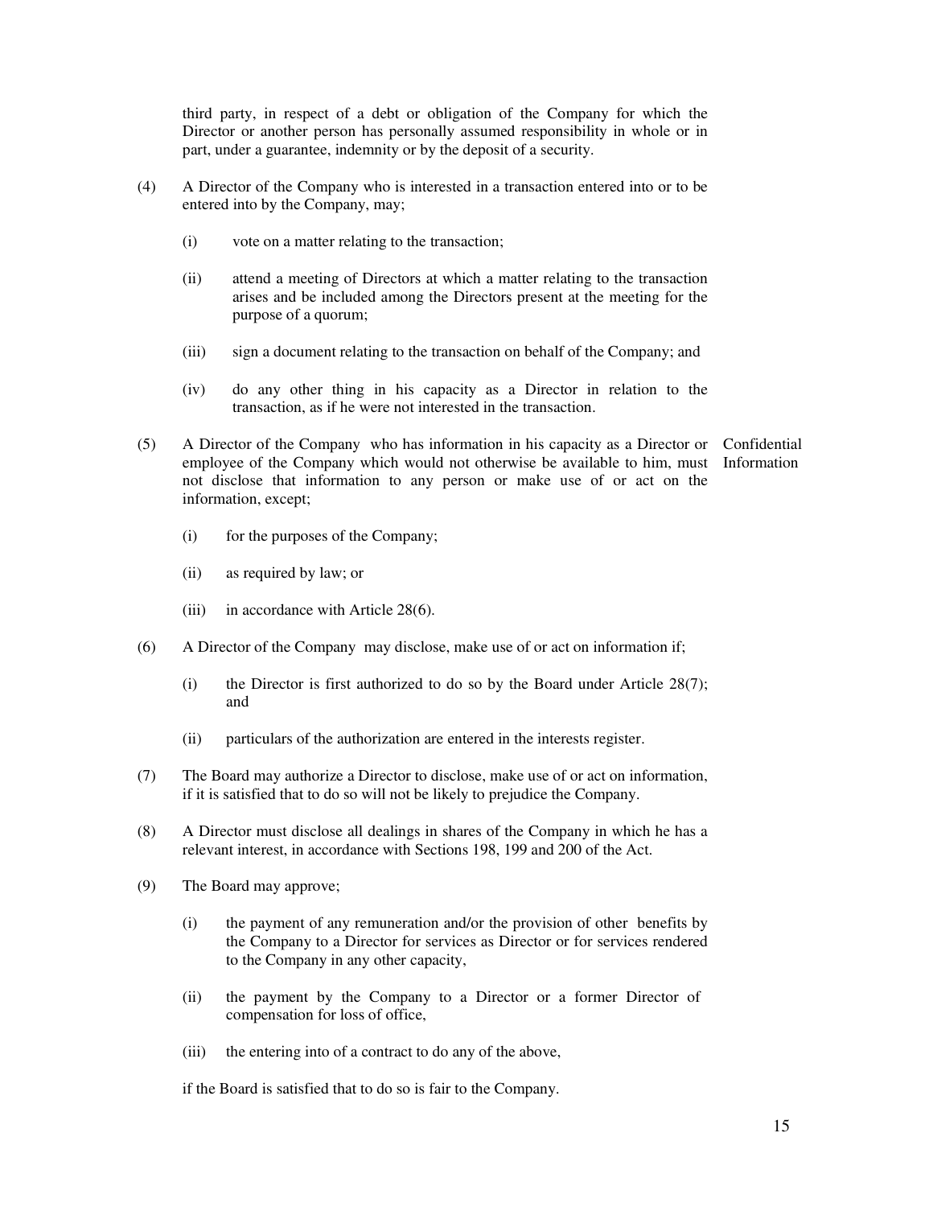third party, in respect of a debt or obligation of the Company for which the Director or another person has personally assumed responsibility in whole or in part, under a guarantee, indemnity or by the deposit of a security.

(4) A Director of the Company who is interested in a transaction entered into or to be entered into by the Company, may;

- (i) vote on a matter relating to the transaction;
- (ii) attend a meeting of Directors at which a matter relating to the transaction arises and be included among the Directors present at the meeting for the purpose of a quorum;
- (iii) sign a document relating to the transaction on behalf of the Company; and
- (iv) do any other thing in his capacity as a Director in relation to the transaction, as if he were not interested in the transaction.

**Confidential Information**

(5) A Director of the Company who has information in his capacity as a Director or employee of the Company which would not otherwise be available to him, must not disclose that information to any person or make use of or act on the information, except;

- (i) for the purposes of the Company;
- (ii) as required by law; or
- (iii) in accordance with Article 28(6).

(6) A Director of the Company may disclose, make use of or act on information if;

- (i) the Director is first authorized to do so by the Board under Article 28(7); and
- (ii) particulars of the authorization are entered in the interests register.

(7) The Board may authorize a Director to disclose, make use of or act on information, if it is satisfied that to do so will not be likely to prejudice the Company.

(8) A Director must disclose all dealings in shares of the Company in which he has a relevant interest, in accordance with Sections 198, 199 and 200 of the Act.

(9) The Board may approve;

- (i) the payment of any remuneration and/or the provision of other benefits by the Company to a Director for services as Director or for services rendered to the Company in any other capacity,
- (ii) the payment by the Company to a Director or a former Director of compensation for loss of office,
- (iii) the entering into of a contract to do any of the above,

if the Board is satisfied that to do so is fair to the Company.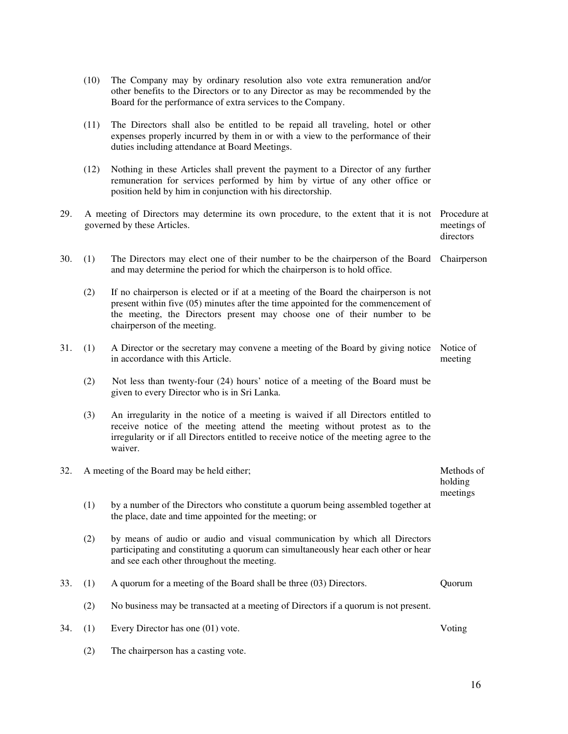(10) The Company may by ordinary resolution also vote extra remuneration and/or other benefits to the Directors or to any Director as may be recommended by the Board for the performance of extra services to the Company.

(11) The Directors shall also be entitled to be repaid all traveling, hotel or other expenses properly incurred by them in or with a view to the performance of their duties including attendance at Board Meetings.

(12) Nothing in these Articles shall prevent the payment to a Director of any further remuneration for services performed by him by virtue of any other office or position held by him in conjunction with his directorship.

**Procedure at meetings of directors**

29. A meeting of Directors may determine its own procedure, to the extent that it is not governed by these Articles.

**Chairperson**

30. (1) The Directors may elect one of their number to be the chairperson of the Board and may determine the period for which the chairperson is to hold office.

(2) If no chairperson is elected or if at a meeting of the Board the chairperson is not present within five (05) minutes after the time appointed for the commencement of the meeting, the Directors present may choose one of their number to be chairperson of the meeting.

**Notice of meeting**

31. (1) A Director or the secretary may convene a meeting of the Board by giving notice in accordance with this Article.

(2) Not less than twenty-four (24) hours' notice of a meeting of the Board must be given to every Director who is in Sri Lanka.

(3) An irregularity in the notice of a meeting is waived if all Directors entitled to receive notice of the meeting attend the meeting without protest as to the irregularity or if all Directors entitled to receive notice of the meeting agree to the waiver.

**Methods of holding meetings**

32. A meeting of the Board may be held either;

(1) by a number of the Directors who constitute a quorum being assembled together at the place, date and time appointed for the meeting; or

(2) by means of audio or audio and visual communication by which all Directors participating and constituting a quorum can simultaneously hear each other or hear and see each other throughout the meeting.

**Quorum**

33. (1) A quorum for a meeting of the Board shall be three (03) Directors.

(2) No business may be transacted at a meeting of Directors if a quorum is not present.

**Voting**

34. (1) Every Director has one (01) vote.

(2) The chairperson has a casting vote.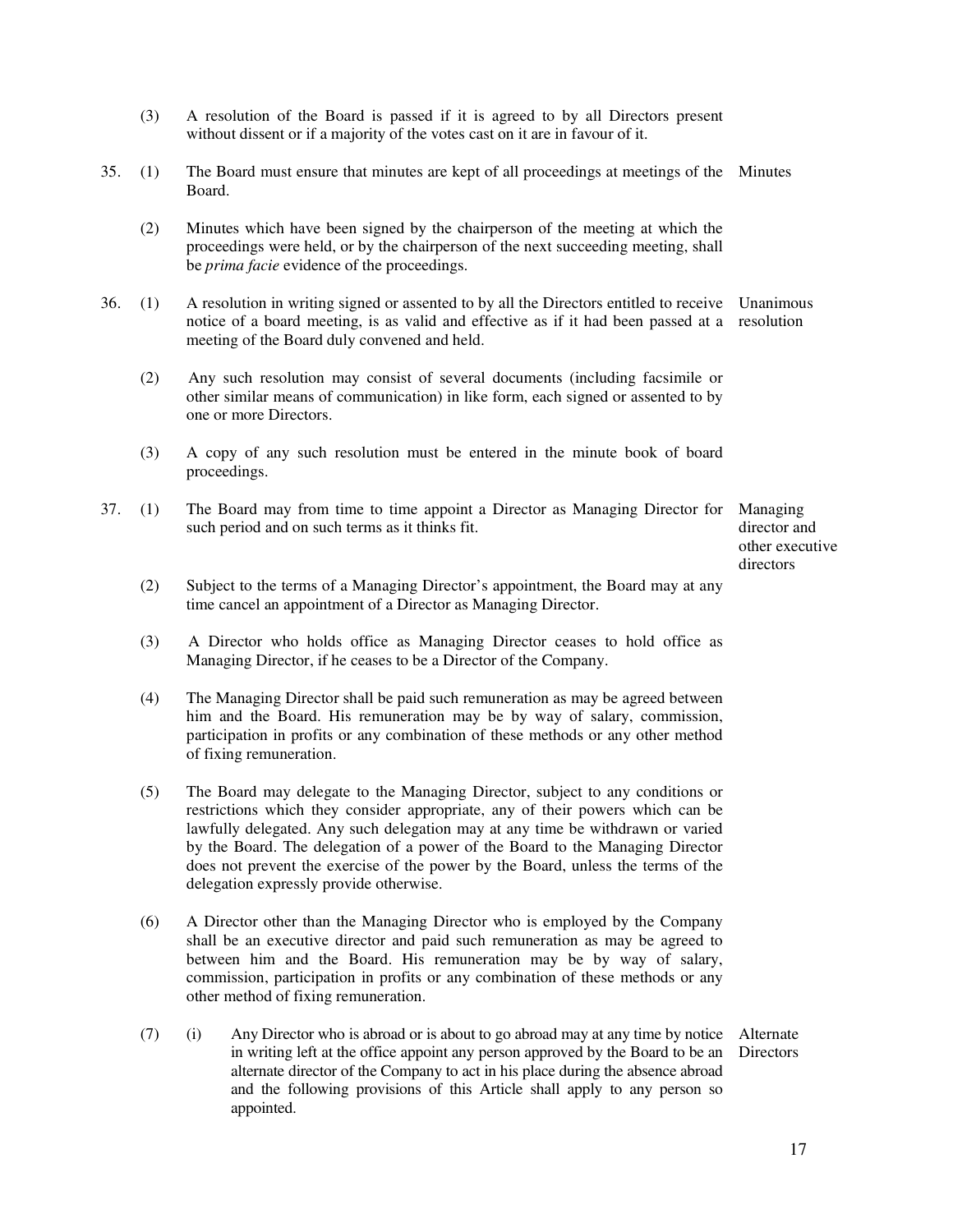(3) A resolution of the Board is passed if it is agreed to by all Directors present without dissent or if a majority of the votes cast on it are in favour of it.

**Minutes**

35. (1) The Board must ensure that minutes are kept of all proceedings at meetings of the Board.

(2) Minutes which have been signed by the chairperson of the meeting at which the proceedings were held, or by the chairperson of the next succeeding meeting, shall be *prima facie* evidence of the proceedings.

**Unanimous resolution**

36. (1) A resolution in writing signed or assented to by all the Directors entitled to receive notice of a board meeting, is as valid and effective as if it had been passed at a meeting of the Board duly convened and held.

(2) Any such resolution may consist of several documents (including facsimile or other similar means of communication) in like form, each signed or assented to by one or more Directors.

(3) A copy of any such resolution must be entered in the minute book of board proceedings.

**Managing director and other executive directors**

37. (1) The Board may from time to time appoint a Director as Managing Director for such period and on such terms as it thinks fit.

(2) Subject to the terms of a Managing Director's appointment, the Board may at any time cancel an appointment of a Director as Managing Director.

(3) A Director who holds office as Managing Director ceases to hold office as Managing Director, if he ceases to be a Director of the Company.

(4) The Managing Director shall be paid such remuneration as may be agreed between him and the Board. His remuneration may be by way of salary, commission, participation in profits or any combination of these methods or any other method of fixing remuneration.

(5) The Board may delegate to the Managing Director, subject to any conditions or restrictions which they consider appropriate, any of their powers which can be lawfully delegated. Any such delegation may at any time be withdrawn or varied by the Board. The delegation of a power of the Board to the Managing Director does not prevent the exercise of the power by the Board, unless the terms of the delegation expressly provide otherwise.

(6) A Director other than the Managing Director who is employed by the Company shall be an executive director and paid such remuneration as may be agreed to between him and the Board. His remuneration may be by way of salary, commission, participation in profits or any combination of these methods or any other method of fixing remuneration.

**Alternate Directors**

(7) (i) Any Director who is abroad or is about to go abroad may at any time by notice in writing left at the office appoint any person approved by the Board to be an alternate director of the Company to act in his place during the absence abroad and the following provisions of this Article shall apply to any person so appointed.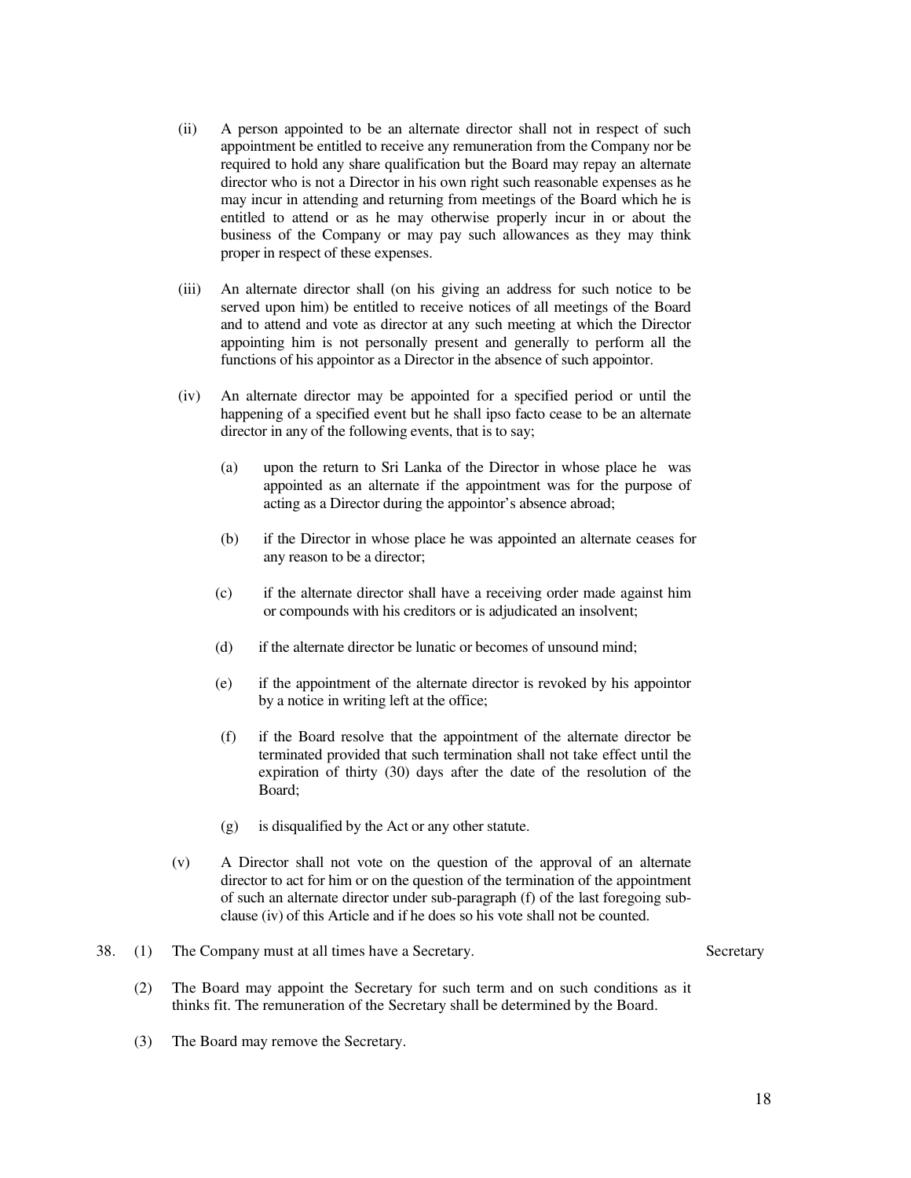(ii) A person appointed to be an alternate director shall not in respect of such appointment be entitled to receive any remuneration from the Company nor be required to hold any share qualification but the Board may repay an alternate director who is not a Director in his own right such reasonable expenses as he may incur in attending and returning from meetings of the Board which he is entitled to attend or as he may otherwise properly incur in or about the business of the Company or may pay such allowances as they may think proper in respect of these expenses.

(iii) An alternate director shall (on his giving an address for such notice to be served upon him) be entitled to receive notices of all meetings of the Board and to attend and vote as director at any such meeting at which the Director appointing him is not personally present and generally to perform all the functions of his appointor as a Director in the absence of such appointor.

(iv) An alternate director may be appointed for a specified period or until the happening of a specified event but he shall ipso facto cease to be an alternate director in any of the following events, that is to say;

(a) upon the return to Sri Lanka of the Director in whose place he was appointed as an alternate if the appointment was for the purpose of acting as a Director during the appointor's absence abroad;

(b) if the Director in whose place he was appointed an alternate ceases for any reason to be a director;

(c) if the alternate director shall have a receiving order made against him or compounds with his creditors or is adjudicated an insolvent;

(d) if the alternate director be lunatic or becomes of unsound mind;

(e) if the appointment of the alternate director is revoked by his appointor by a notice in writing left at the office;

(f) if the Board resolve that the appointment of the alternate director be terminated provided that such termination shall not take effect until the expiration of thirty (30) days after the date of the resolution of the Board;

(g) is disqualified by the Act or any other statute.

(v) A Director shall not vote on the question of the approval of an alternate director to act for him or on the question of the termination of the appointment of such an alternate director under sub-paragraph (f) of the last foregoing sub-clause (iv) of this Article and if he does so his vote shall not be counted.

38. (1) The Company must at all times have a Secretary. *Secretary*

(2) The Board may appoint the Secretary for such term and on such conditions as it thinks fit. The remuneration of the Secretary shall be determined by the Board.

(3) The Board may remove the Secretary.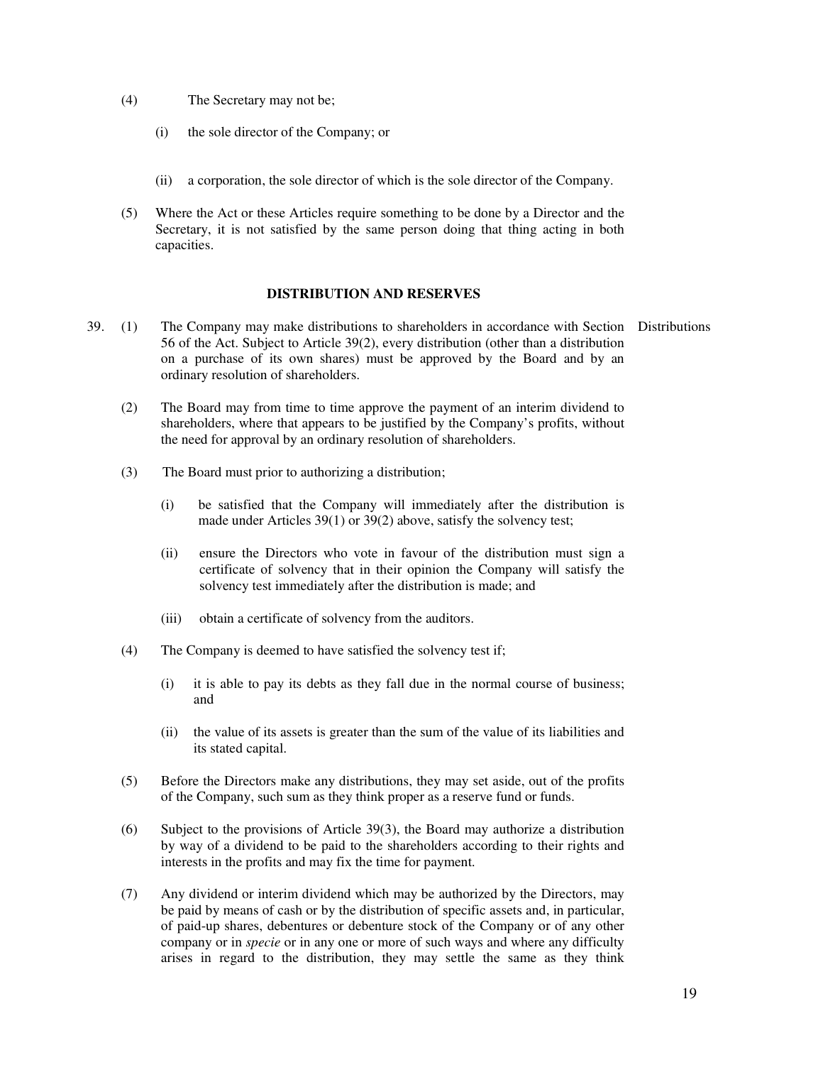(4) The Secretary may not be;

   (i) the sole director of the Company; or

   (ii) a corporation, the sole director of which is the sole director of the Company.

(5) Where the Act or these Articles require something to be done by a Director and the Secretary, it is not satisfied by the same person doing that thing acting in both capacities.

## DISTRIBUTION AND RESERVES

39. (1) The Company may make distributions to shareholders in accordance with Section 56 of the Act. Subject to Article 39(2), every distribution (other than a distribution on a purchase of its own shares) must be approved by the Board and by an ordinary resolution of shareholders. — Distributions

(2) The Board may from time to time approve the payment of an interim dividend to shareholders, where that appears to be justified by the Company's profits, without the need for approval by an ordinary resolution of shareholders.

(3) The Board must prior to authorizing a distribution;

   (i) be satisfied that the Company will immediately after the distribution is made under Articles 39(1) or 39(2) above, satisfy the solvency test;

   (ii) ensure the Directors who vote in favour of the distribution must sign a certificate of solvency that in their opinion the Company will satisfy the solvency test immediately after the distribution is made; and

   (iii) obtain a certificate of solvency from the auditors.

(4) The Company is deemed to have satisfied the solvency test if;

   (i) it is able to pay its debts as they fall due in the normal course of business; and

   (ii) the value of its assets is greater than the sum of the value of its liabilities and its stated capital.

(5) Before the Directors make any distributions, they may set aside, out of the profits of the Company, such sum as they think proper as a reserve fund or funds.

(6) Subject to the provisions of Article 39(3), the Board may authorize a distribution by way of a dividend to be paid to the shareholders according to their rights and interests in the profits and may fix the time for payment.

(7) Any dividend or interim dividend which may be authorized by the Directors, may be paid by means of cash or by the distribution of specific assets and, in particular, of paid-up shares, debentures or debenture stock of the Company or of any other company or in *specie* or in any one or more of such ways and where any difficulty arises in regard to the distribution, they may settle the same as they think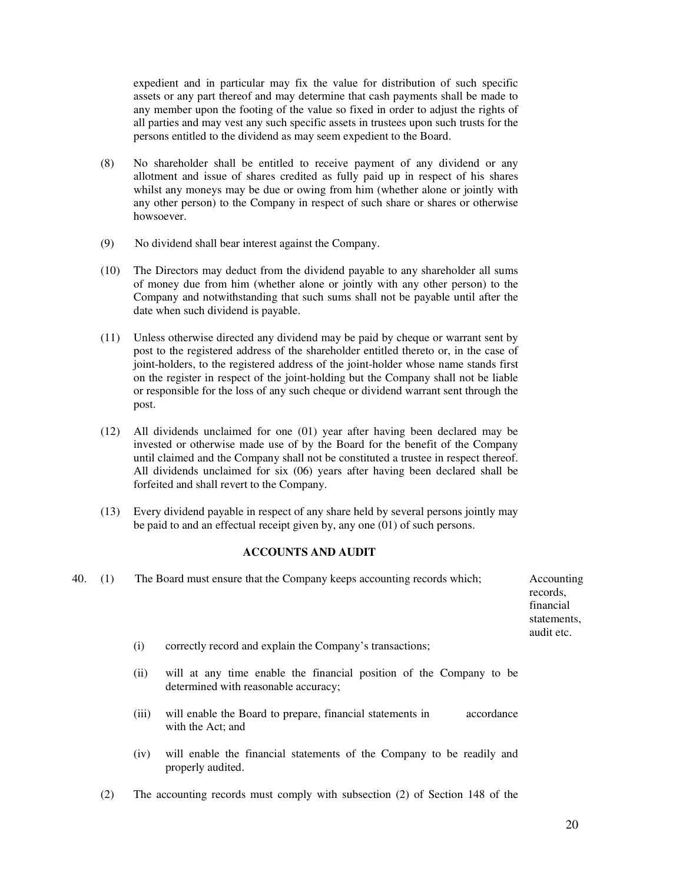expedient and in particular may fix the value for distribution of such specific assets or any part thereof and may determine that cash payments shall be made to any member upon the footing of the value so fixed in order to adjust the rights of all parties and may vest any such specific assets in trustees upon such trusts for the persons entitled to the dividend as may seem expedient to the Board.

(8) No shareholder shall be entitled to receive payment of any dividend or any allotment and issue of shares credited as fully paid up in respect of his shares whilst any moneys may be due or owing from him (whether alone or jointly with any other person) to the Company in respect of such share or shares or otherwise howsoever.

(9) No dividend shall bear interest against the Company.

(10) The Directors may deduct from the dividend payable to any shareholder all sums of money due from him (whether alone or jointly with any other person) to the Company and notwithstanding that such sums shall not be payable until after the date when such dividend is payable.

(11) Unless otherwise directed any dividend may be paid by cheque or warrant sent by post to the registered address of the shareholder entitled thereto or, in the case of joint-holders, to the registered address of the joint-holder whose name stands first on the register in respect of the joint-holding but the Company shall not be liable or responsible for the loss of any such cheque or dividend warrant sent through the post.

(12) All dividends unclaimed for one (01) year after having been declared may be invested or otherwise made use of by the Board for the benefit of the Company until claimed and the Company shall not be constituted a trustee in respect thereof. All dividends unclaimed for six (06) years after having been declared shall be forfeited and shall revert to the Company.

(13) Every dividend payable in respect of any share held by several persons jointly may be paid to and an effectual receipt given by, any one (01) of such persons.

## ACCOUNTS AND AUDIT

*Accounting records, financial statements, audit etc.*

40. (1) The Board must ensure that the Company keeps accounting records which;

(i) correctly record and explain the Company's transactions;

(ii) will at any time enable the financial position of the Company to be determined with reasonable accuracy;

(iii) will enable the Board to prepare, financial statements in accordance with the Act; and

(iv) will enable the financial statements of the Company to be readily and properly audited.

(2) The accounting records must comply with subsection (2) of Section 148 of the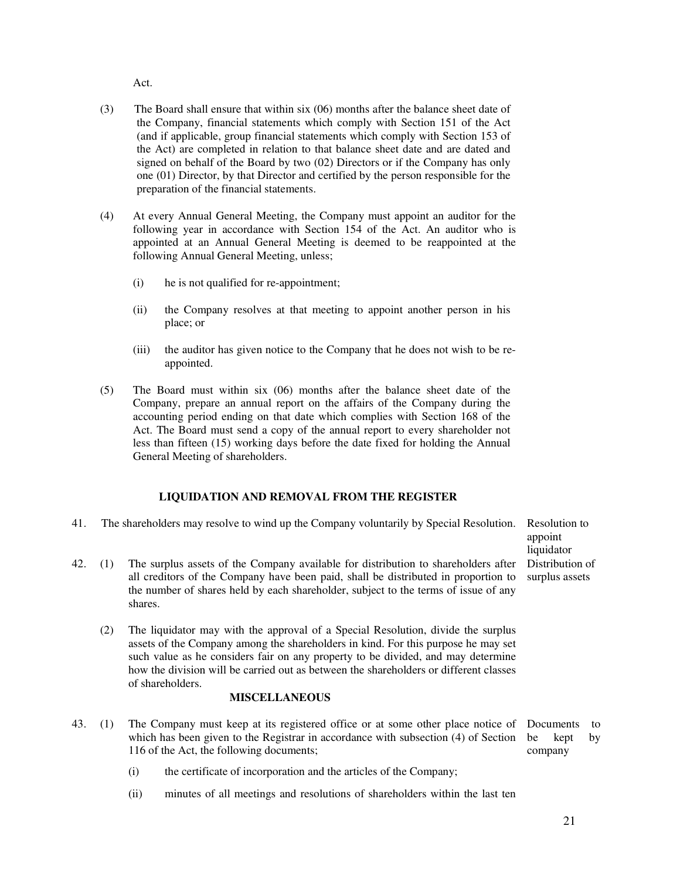Act.

(3) The Board shall ensure that within six (06) months after the balance sheet date of the Company, financial statements which comply with Section 151 of the Act (and if applicable, group financial statements which comply with Section 153 of the Act) are completed in relation to that balance sheet date and are dated and signed on behalf of the Board by two (02) Directors or if the Company has only one (01) Director, by that Director and certified by the person responsible for the preparation of the financial statements.

(4) At every Annual General Meeting, the Company must appoint an auditor for the following year in accordance with Section 154 of the Act. An auditor who is appointed at an Annual General Meeting is deemed to be reappointed at the following Annual General Meeting, unless;

- (i) he is not qualified for re-appointment;
- (ii) the Company resolves at that meeting to appoint another person in his place; or
- (iii) the auditor has given notice to the Company that he does not wish to be re-appointed.

(5) The Board must within six (06) months after the balance sheet date of the Company, prepare an annual report on the affairs of the Company during the accounting period ending on that date which complies with Section 168 of the Act. The Board must send a copy of the annual report to every shareholder not less than fifteen (15) working days before the date fixed for holding the Annual General Meeting of shareholders.

## LIQUIDATION AND REMOVAL FROM THE REGISTER

*Resolution to appoint liquidator*

41. The shareholders may resolve to wind up the Company voluntarily by Special Resolution.

*Distribution of surplus assets*

42. (1) The surplus assets of the Company available for distribution to shareholders after all creditors of the Company have been paid, shall be distributed in proportion to the number of shares held by each shareholder, subject to the terms of issue of any shares.

(2) The liquidator may with the approval of a Special Resolution, divide the surplus assets of the Company among the shareholders in kind. For this purpose he may set such value as he considers fair on any property to be divided, and may determine how the division will be carried out as between the shareholders or different classes of shareholders.

## MISCELLANEOUS

*Documents to be kept by company*

43. (1) The Company must keep at its registered office or at some other place notice of which has been given to the Registrar in accordance with subsection (4) of Section 116 of the Act, the following documents;

- (i) the certificate of incorporation and the articles of the Company;
- (ii) minutes of all meetings and resolutions of shareholders within the last ten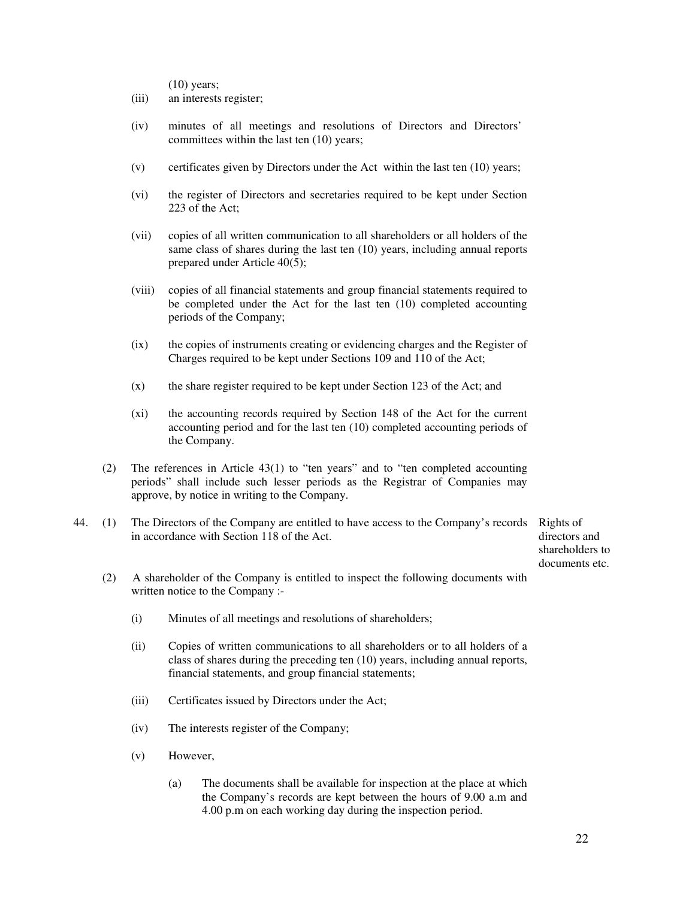(10) years;

(iii) an interests register;

(iv) minutes of all meetings and resolutions of Directors and Directors' committees within the last ten (10) years;

(v) certificates given by Directors under the Act within the last ten (10) years;

(vi) the register of Directors and secretaries required to be kept under Section 223 of the Act;

(vii) copies of all written communication to all shareholders or all holders of the same class of shares during the last ten (10) years, including annual reports prepared under Article 40(5);

(viii) copies of all financial statements and group financial statements required to be completed under the Act for the last ten (10) completed accounting periods of the Company;

(ix) the copies of instruments creating or evidencing charges and the Register of Charges required to be kept under Sections 109 and 110 of the Act;

(x) the share register required to be kept under Section 123 of the Act; and

(xi) the accounting records required by Section 148 of the Act for the current accounting period and for the last ten (10) completed accounting periods of the Company.

(2) The references in Article 43(1) to "ten years" and to "ten completed accounting periods" shall include such lesser periods as the Registrar of Companies may approve, by notice in writing to the Company.

**Rights of directors and shareholders to documents etc.**

44. (1) The Directors of the Company are entitled to have access to the Company's records in accordance with Section 118 of the Act.

(2) A shareholder of the Company is entitled to inspect the following documents with written notice to the Company :-

(i) Minutes of all meetings and resolutions of shareholders;

(ii) Copies of written communications to all shareholders or to all holders of a class of shares during the preceding ten (10) years, including annual reports, financial statements, and group financial statements;

(iii) Certificates issued by Directors under the Act;

(iv) The interests register of the Company;

(v) However,

(a) The documents shall be available for inspection at the place at which the Company's records are kept between the hours of 9.00 a.m and 4.00 p.m on each working day during the inspection period.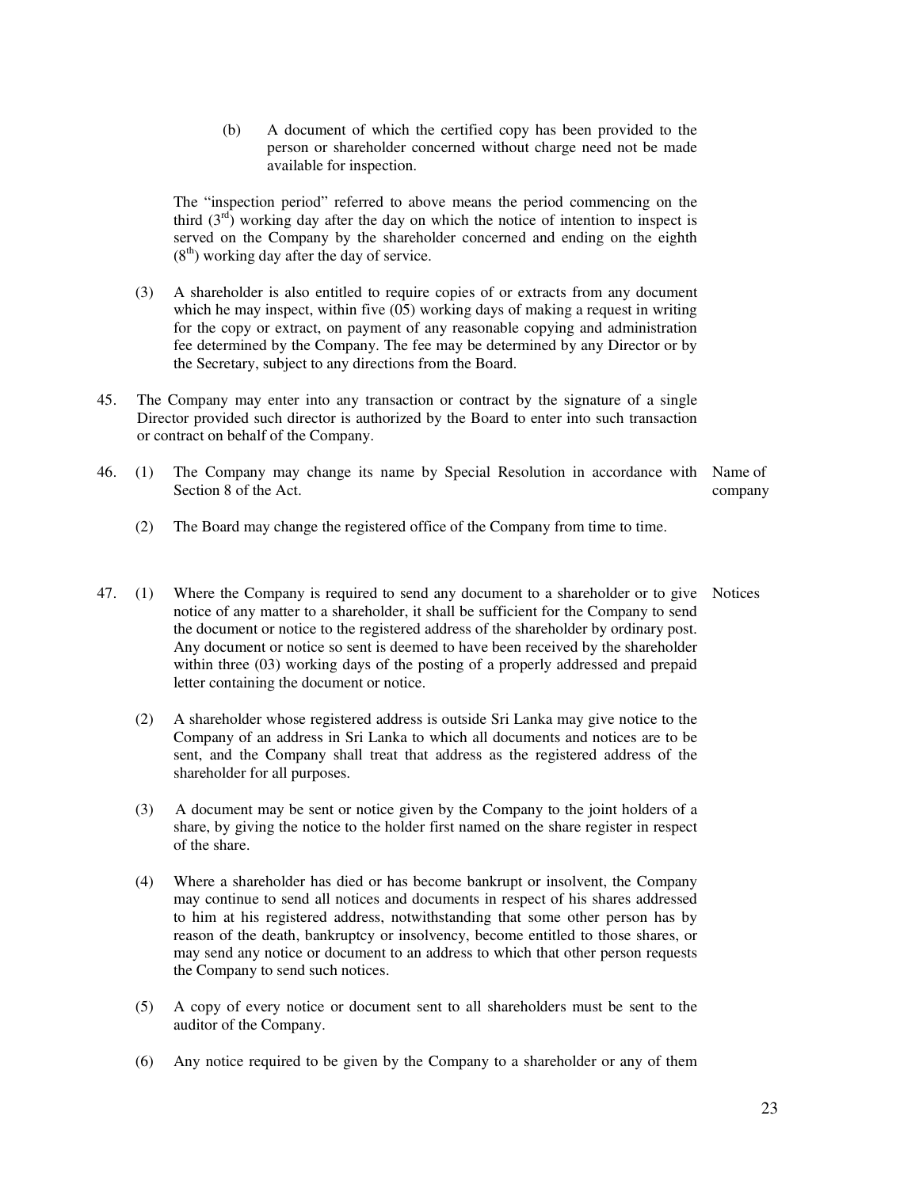(b) A document of which the certified copy has been provided to the person or shareholder concerned without charge need not be made available for inspection.

The "inspection period" referred to above means the period commencing on the third (3rd) working day after the day on which the notice of intention to inspect is served on the Company by the shareholder concerned and ending on the eighth (8th) working day after the day of service.

(3) A shareholder is also entitled to require copies of or extracts from any document which he may inspect, within five (05) working days of making a request in writing for the copy or extract, on payment of any reasonable copying and administration fee determined by the Company. The fee may be determined by any Director or by the Secretary, subject to any directions from the Board.

45. The Company may enter into any transaction or contract by the signature of a single Director provided such director is authorized by the Board to enter into such transaction or contract on behalf of the Company.

**Name of company**

46. (1) The Company may change its name by Special Resolution in accordance with Section 8 of the Act.

(2) The Board may change the registered office of the Company from time to time.

**Notices**

47. (1) Where the Company is required to send any document to a shareholder or to give notice of any matter to a shareholder, it shall be sufficient for the Company to send the document or notice to the registered address of the shareholder by ordinary post. Any document or notice so sent is deemed to have been received by the shareholder within three (03) working days of the posting of a properly addressed and prepaid letter containing the document or notice.

(2) A shareholder whose registered address is outside Sri Lanka may give notice to the Company of an address in Sri Lanka to which all documents and notices are to be sent, and the Company shall treat that address as the registered address of the shareholder for all purposes.

(3) A document may be sent or notice given by the Company to the joint holders of a share, by giving the notice to the holder first named on the share register in respect of the share.

(4) Where a shareholder has died or has become bankrupt or insolvent, the Company may continue to send all notices and documents in respect of his shares addressed to him at his registered address, notwithstanding that some other person has by reason of the death, bankruptcy or insolvency, become entitled to those shares, or may send any notice or document to an address to which that other person requests the Company to send such notices.

(5) A copy of every notice or document sent to all shareholders must be sent to the auditor of the Company.

(6) Any notice required to be given by the Company to a shareholder or any of them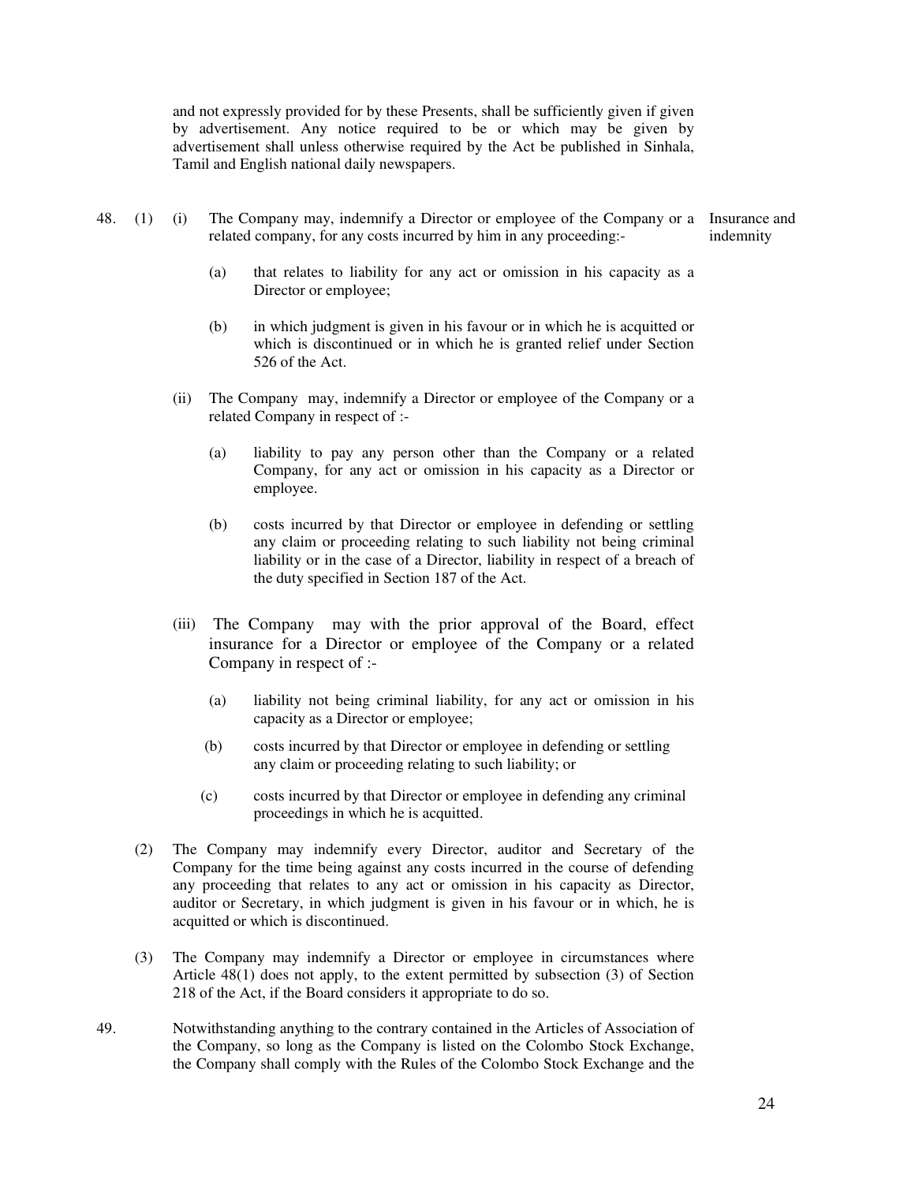and not expressly provided for by these Presents, shall be sufficiently given if given by advertisement. Any notice required to be or which may be given by advertisement shall unless otherwise required by the Act be published in Sinhala, Tamil and English national daily newspapers.

**Insurance and indemnity**

48. (1) (i) The Company may, indemnify a Director or employee of the Company or a related company, for any costs incurred by him in any proceeding:-

(a) that relates to liability for any act or omission in his capacity as a Director or employee;

(b) in which judgment is given in his favour or in which he is acquitted or which is discontinued or in which he is granted relief under Section 526 of the Act.

(ii) The Company may, indemnify a Director or employee of the Company or a related Company in respect of :-

(a) liability to pay any person other than the Company or a related Company, for any act or omission in his capacity as a Director or employee.

(b) costs incurred by that Director or employee in defending or settling any claim or proceeding relating to such liability not being criminal liability or in the case of a Director, liability in respect of a breach of the duty specified in Section 187 of the Act.

(iii) The Company may with the prior approval of the Board, effect insurance for a Director or employee of the Company or a related Company in respect of :-

(a) liability not being criminal liability, for any act or omission in his capacity as a Director or employee;

(b) costs incurred by that Director or employee in defending or settling any claim or proceeding relating to such liability; or

(c) costs incurred by that Director or employee in defending any criminal proceedings in which he is acquitted.

(2) The Company may indemnify every Director, auditor and Secretary of the Company for the time being against any costs incurred in the course of defending any proceeding that relates to any act or omission in his capacity as Director, auditor or Secretary, in which judgment is given in his favour or in which, he is acquitted or which is discontinued.

(3) The Company may indemnify a Director or employee in circumstances where Article 48(1) does not apply, to the extent permitted by subsection (3) of Section 218 of the Act, if the Board considers it appropriate to do so.

49. Notwithstanding anything to the contrary contained in the Articles of Association of the Company, so long as the Company is listed on the Colombo Stock Exchange, the Company shall comply with the Rules of the Colombo Stock Exchange and the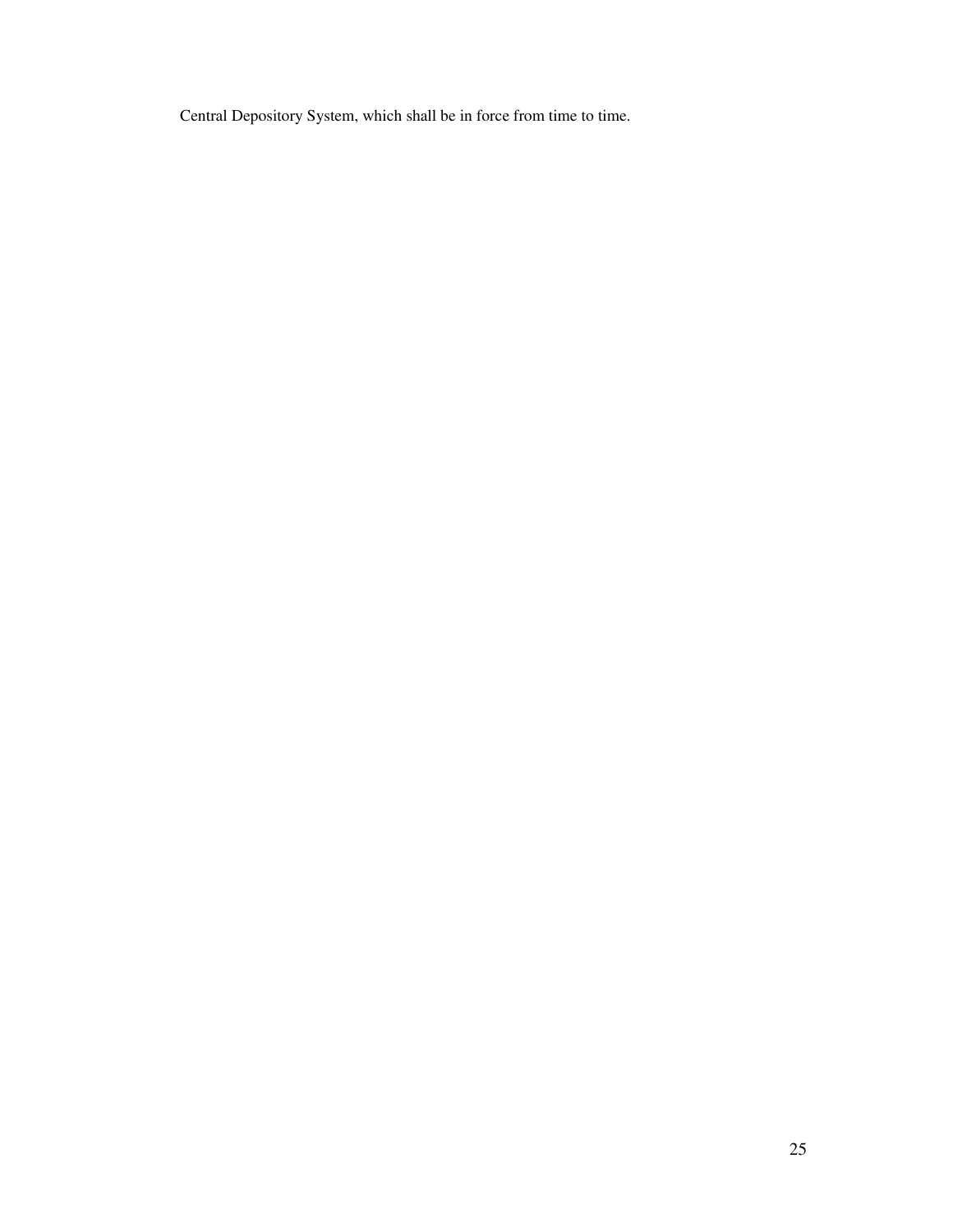Central Depository System, which shall be in force from time to time.